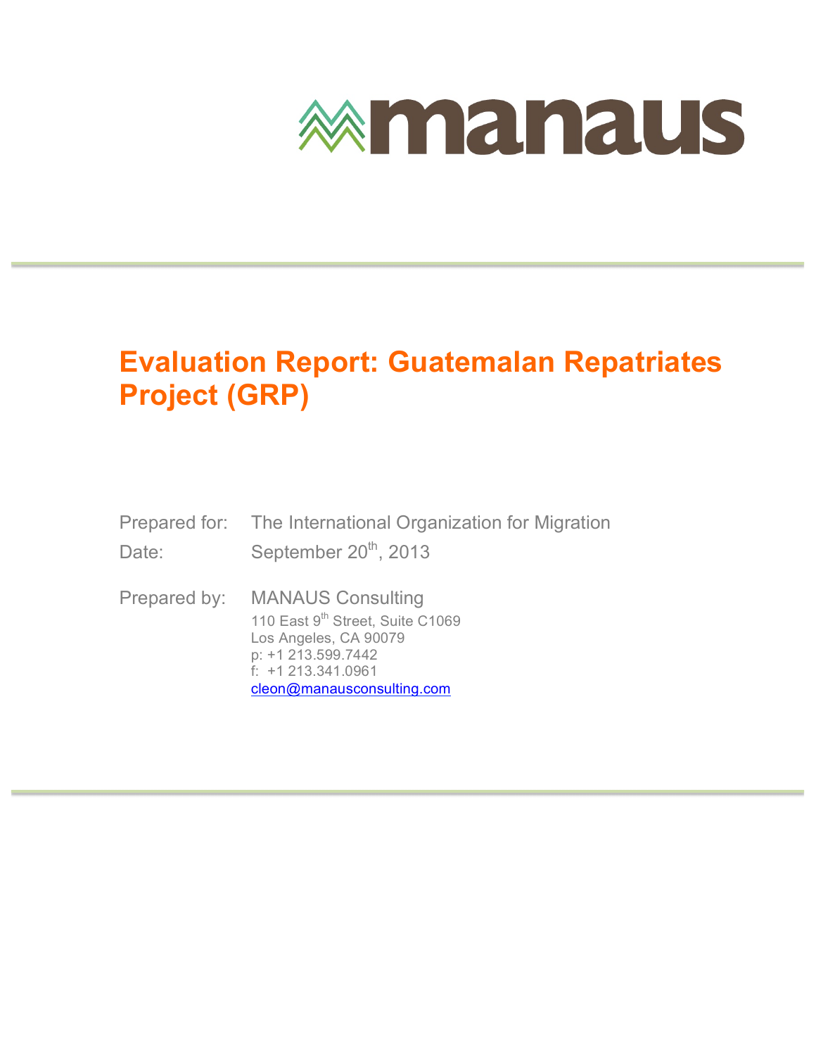manaus

# Evaluation Report: Guatemalan Repatriates Project (GRP)

Prepared for: The International Organization for Migration

Date: September 20th, 2013

Prepared by: MANAUS Consulting
110 East 9th Street, Suite C1069
Los Angeles, CA 90079
p: +1 213.599.7442
f: +1 213.341.0961
cleon@manausconsulting.com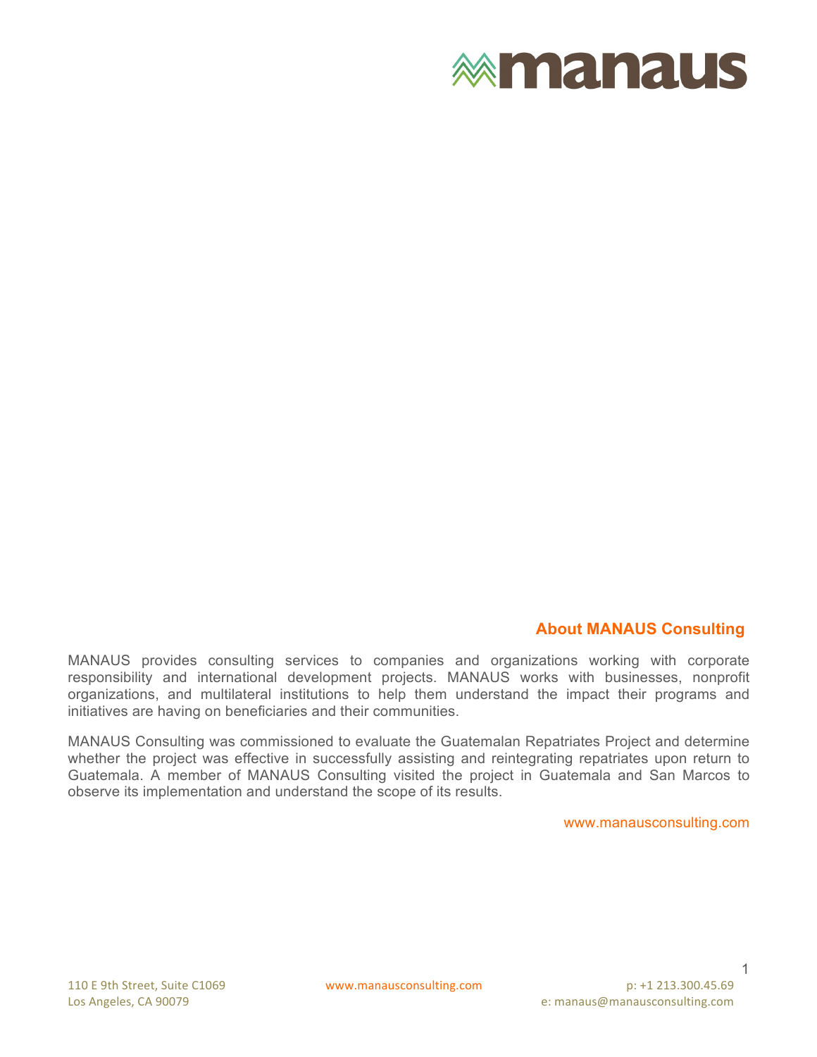## About MANAUS Consulting

MANAUS provides consulting services to companies and organizations working with corporate responsibility and international development projects. MANAUS works with businesses, nonprofit organizations, and multilateral institutions to help them understand the impact their programs and initiatives are having on beneficiaries and their communities.

MANAUS Consulting was commissioned to evaluate the Guatemalan Repatriates Project and determine whether the project was effective in successfully assisting and reintegrating repatriates upon return to Guatemala. A member of MANAUS Consulting visited the project in Guatemala and San Marcos to observe its implementation and understand the scope of its results.

www.manausconsulting.com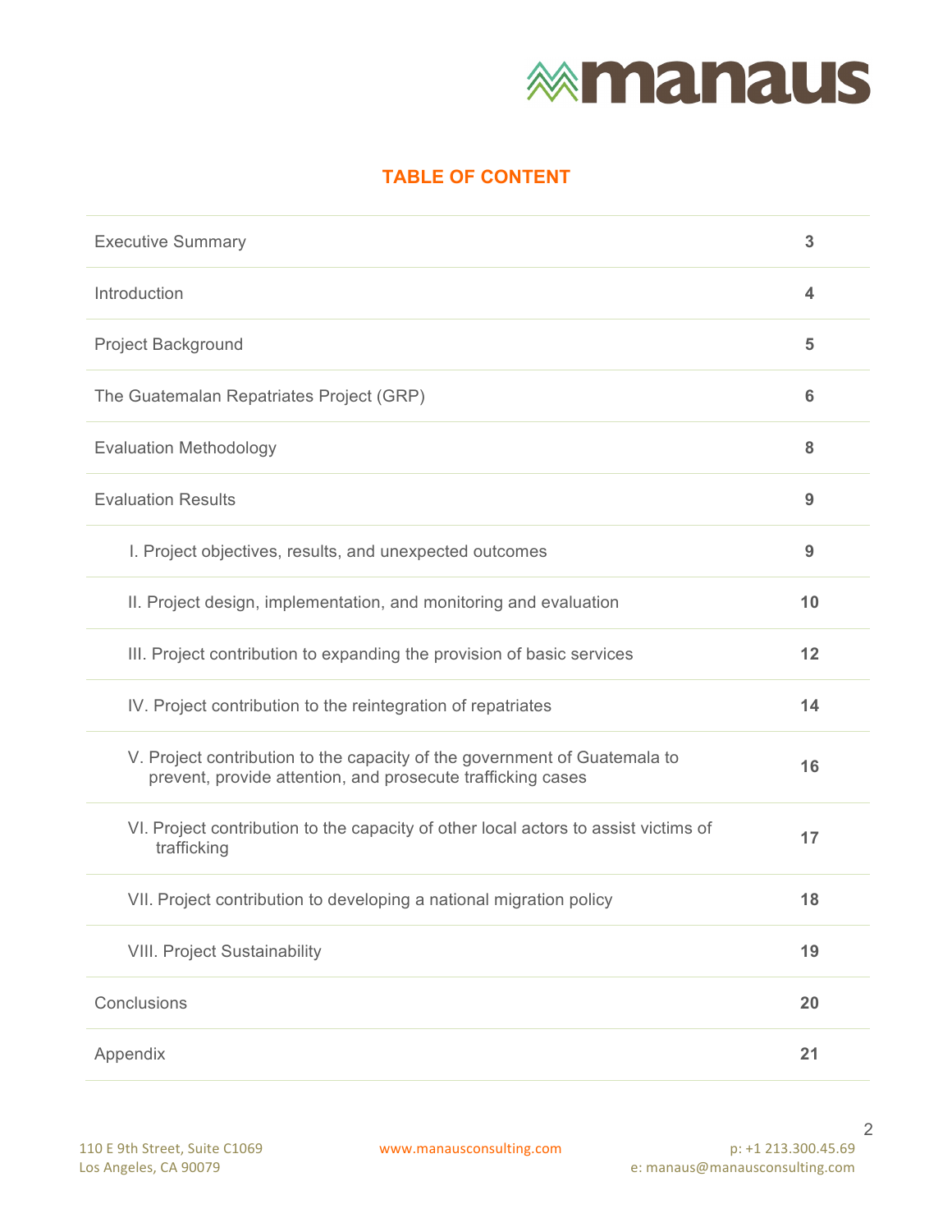## TABLE OF CONTENT

| | |
|---|---|
| Executive Summary | 3 |
| Introduction | 4 |
| Project Background | 5 |
| The Guatemalan Repatriates Project (GRP) | 6 |
| Evaluation Methodology | 8 |
| Evaluation Results | 9 |
| I. Project objectives, results, and unexpected outcomes | 9 |
| II. Project design, implementation, and monitoring and evaluation | 10 |
| III. Project contribution to expanding the provision of basic services | 12 |
| IV. Project contribution to the reintegration of repatriates | 14 |
| V. Project contribution to the capacity of the government of Guatemala to prevent, provide attention, and prosecute trafficking cases | 16 |
| VI. Project contribution to the capacity of other local actors to assist victims of trafficking | 17 |
| VII. Project contribution to developing a national migration policy | 18 |
| VIII. Project Sustainability | 19 |
| Conclusions | 20 |
| Appendix | 21 |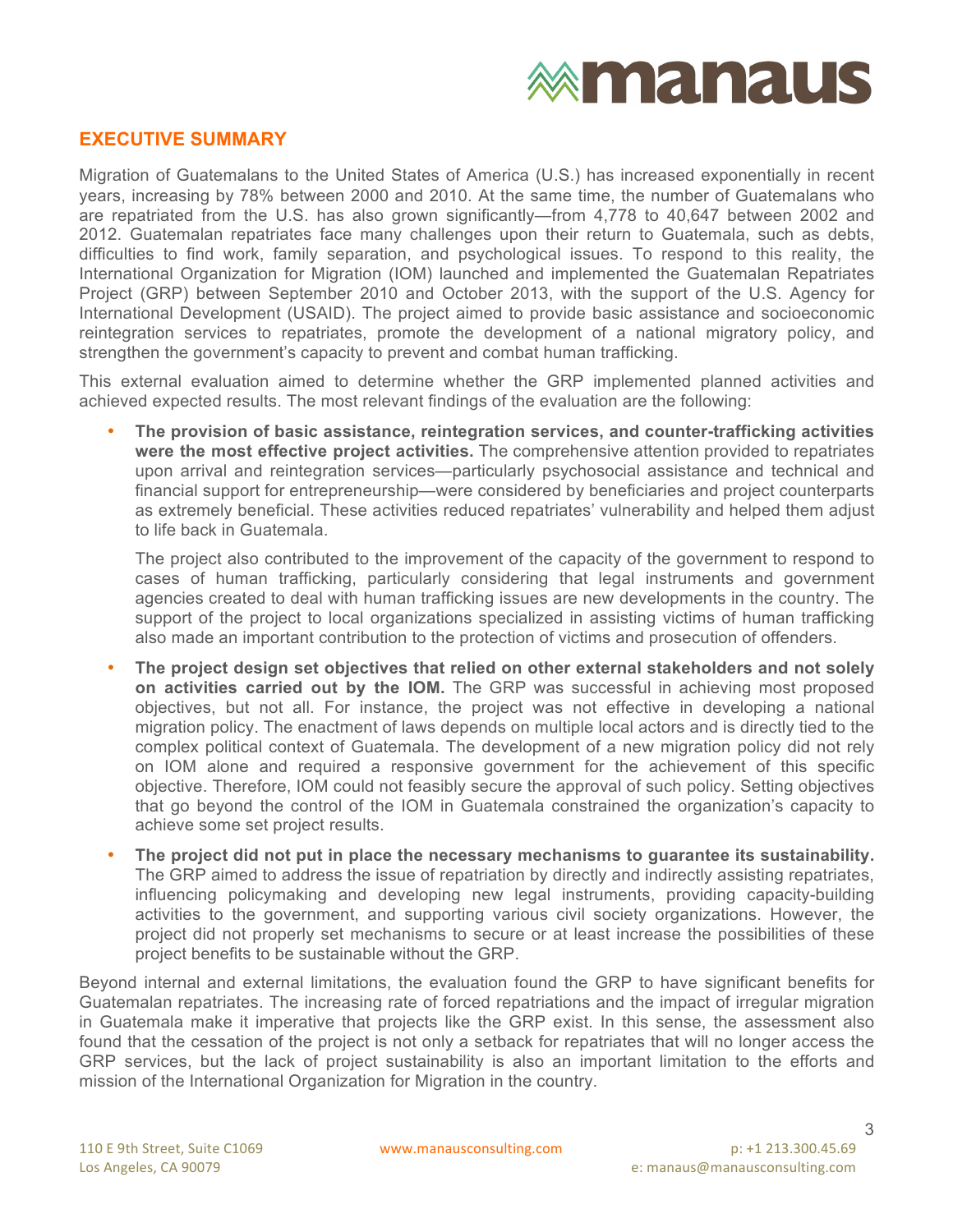## EXECUTIVE SUMMARY

Migration of Guatemalans to the United States of America (U.S.) has increased exponentially in recent years, increasing by 78% between 2000 and 2010. At the same time, the number of Guatemalans who are repatriated from the U.S. has also grown significantly—from 4,778 to 40,647 between 2002 and 2012. Guatemalan repatriates face many challenges upon their return to Guatemala, such as debts, difficulties to find work, family separation, and psychological issues. To respond to this reality, the International Organization for Migration (IOM) launched and implemented the Guatemalan Repatriates Project (GRP) between September 2010 and October 2013, with the support of the U.S. Agency for International Development (USAID). The project aimed to provide basic assistance and socioeconomic reintegration services to repatriates, promote the development of a national migratory policy, and strengthen the government's capacity to prevent and combat human trafficking.

This external evaluation aimed to determine whether the GRP implemented planned activities and achieved expected results. The most relevant findings of the evaluation are the following:

- **The provision of basic assistance, reintegration services, and counter-trafficking activities were the most effective project activities.** The comprehensive attention provided to repatriates upon arrival and reintegration services—particularly psychosocial assistance and technical and financial support for entrepreneurship—were considered by beneficiaries and project counterparts as extremely beneficial. These activities reduced repatriates' vulnerability and helped them adjust to life back in Guatemala.

  The project also contributed to the improvement of the capacity of the government to respond to cases of human trafficking, particularly considering that legal instruments and government agencies created to deal with human trafficking issues are new developments in the country. The support of the project to local organizations specialized in assisting victims of human trafficking also made an important contribution to the protection of victims and prosecution of offenders.

- **The project design set objectives that relied on other external stakeholders and not solely on activities carried out by the IOM.** The GRP was successful in achieving most proposed objectives, but not all. For instance, the project was not effective in developing a national migration policy. The enactment of laws depends on multiple local actors and is directly tied to the complex political context of Guatemala. The development of a new migration policy did not rely on IOM alone and required a responsive government for the achievement of this specific objective. Therefore, IOM could not feasibly secure the approval of such policy. Setting objectives that go beyond the control of the IOM in Guatemala constrained the organization's capacity to achieve some set project results.

- **The project did not put in place the necessary mechanisms to guarantee its sustainability.** The GRP aimed to address the issue of repatriation by directly and indirectly assisting repatriates, influencing policymaking and developing new legal instruments, providing capacity-building activities to the government, and supporting various civil society organizations. However, the project did not properly set mechanisms to secure or at least increase the possibilities of these project benefits to be sustainable without the GRP.

Beyond internal and external limitations, the evaluation found the GRP to have significant benefits for Guatemalan repatriates. The increasing rate of forced repatriations and the impact of irregular migration in Guatemala make it imperative that projects like the GRP exist. In this sense, the assessment also found that the cessation of the project is not only a setback for repatriates that will no longer access the GRP services, but the lack of project sustainability is also an important limitation to the efforts and mission of the International Organization for Migration in the country.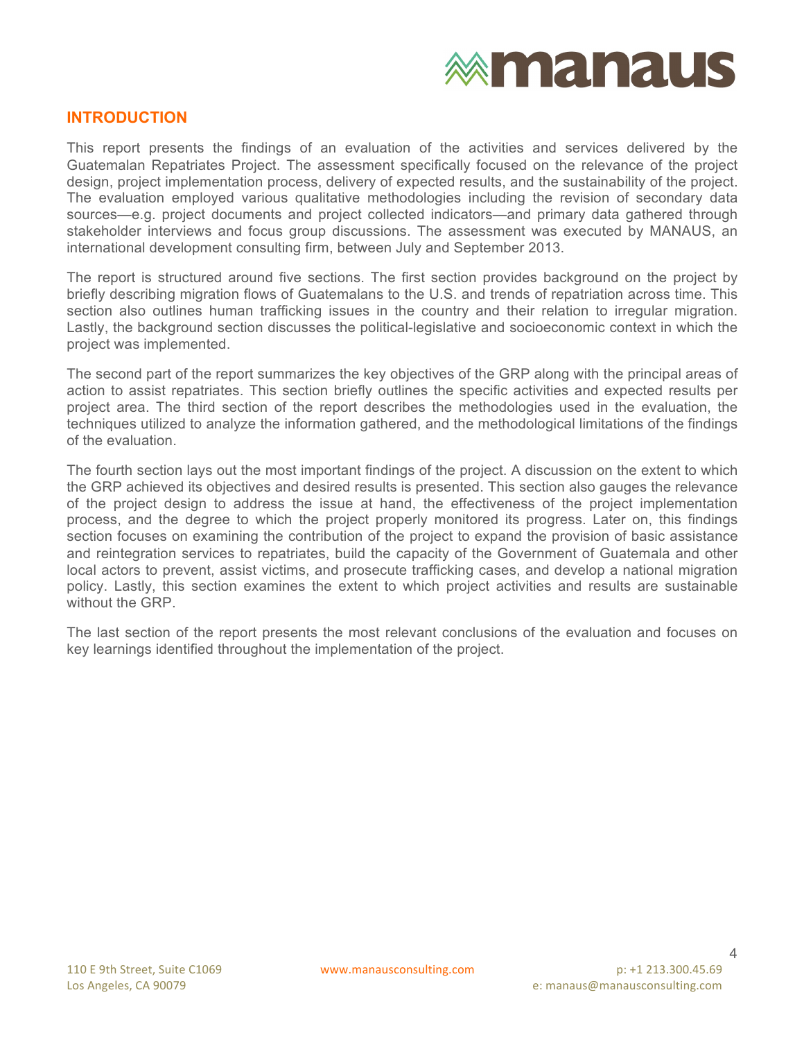## INTRODUCTION

This report presents the findings of an evaluation of the activities and services delivered by the Guatemalan Repatriates Project. The assessment specifically focused on the relevance of the project design, project implementation process, delivery of expected results, and the sustainability of the project. The evaluation employed various qualitative methodologies including the revision of secondary data sources—e.g. project documents and project collected indicators—and primary data gathered through stakeholder interviews and focus group discussions. The assessment was executed by MANAUS, an international development consulting firm, between July and September 2013.

The report is structured around five sections. The first section provides background on the project by briefly describing migration flows of Guatemalans to the U.S. and trends of repatriation across time. This section also outlines human trafficking issues in the country and their relation to irregular migration. Lastly, the background section discusses the political-legislative and socioeconomic context in which the project was implemented.

The second part of the report summarizes the key objectives of the GRP along with the principal areas of action to assist repatriates. This section briefly outlines the specific activities and expected results per project area. The third section of the report describes the methodologies used in the evaluation, the techniques utilized to analyze the information gathered, and the methodological limitations of the findings of the evaluation.

The fourth section lays out the most important findings of the project. A discussion on the extent to which the GRP achieved its objectives and desired results is presented. This section also gauges the relevance of the project design to address the issue at hand, the effectiveness of the project implementation process, and the degree to which the project properly monitored its progress. Later on, this findings section focuses on examining the contribution of the project to expand the provision of basic assistance and reintegration services to repatriates, build the capacity of the Government of Guatemala and other local actors to prevent, assist victims, and prosecute trafficking cases, and develop a national migration policy. Lastly, this section examines the extent to which project activities and results are sustainable without the GRP.

The last section of the report presents the most relevant conclusions of the evaluation and focuses on key learnings identified throughout the implementation of the project.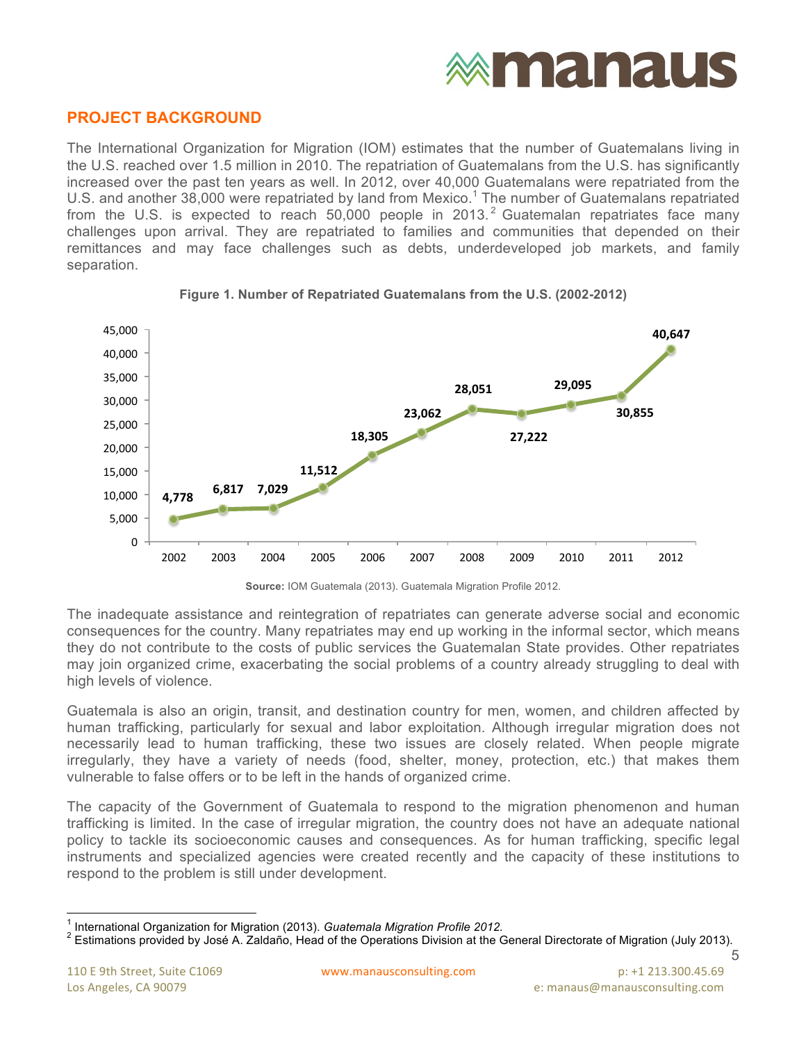## PROJECT BACKGROUND

The International Organization for Migration (IOM) estimates that the number of Guatemalans living in the U.S. reached over 1.5 million in 2010. The repatriation of Guatemalans from the U.S. has significantly increased over the past ten years as well. In 2012, over 40,000 Guatemalans were repatriated from the U.S. and another 38,000 were repatriated by land from Mexico.[1] The number of Guatemalans repatriated from the U.S. is expected to reach 50,000 people in 2013.[2] Guatemalan repatriates face many challenges upon arrival. They are repatriated to families and communities that depended on their remittances and may face challenges such as debts, underdeveloped job markets, and family separation.

**Figure 1. Number of Repatriated Guatemalans from the U.S. (2002-2012)**

| Year | Number |
|---|---|
| 2002 | 4,778 |
| 2003 | 6,817 |
| 2004 | 7,029 |
| 2005 | 11,512 |
| 2006 | 18,305 |
| 2007 | 23,062 |
| 2008 | 28,051 |
| 2009 | 27,222 |
| 2010 | 29,095 |
| 2011 | 30,855 |
| 2012 | 40,647 |

**Source:** IOM Guatemala (2013). Guatemala Migration Profile 2012.

The inadequate assistance and reintegration of repatriates can generate adverse social and economic consequences for the country. Many repatriates may end up working in the informal sector, which means they do not contribute to the costs of public services the Guatemalan State provides. Other repatriates may join organized crime, exacerbating the social problems of a country already struggling to deal with high levels of violence.

Guatemala is also an origin, transit, and destination country for men, women, and children affected by human trafficking, particularly for sexual and labor exploitation. Although irregular migration does not necessarily lead to human trafficking, these two issues are closely related. When people migrate irregularly, they have a variety of needs (food, shelter, money, protection, etc.) that makes them vulnerable to false offers or to be left in the hands of organized crime.

The capacity of the Government of Guatemala to respond to the migration phenomenon and human trafficking is limited. In the case of irregular migration, the country does not have an adequate national policy to tackle its socioeconomic causes and consequences. As for human trafficking, specific legal instruments and specialized agencies were created recently and the capacity of these institutions to respond to the problem is still under development.

---

[1] International Organization for Migration (2013). *Guatemala Migration Profile 2012.*

[2] Estimations provided by José A. Zaldaño, Head of the Operations Division at the General Directorate of Migration (July 2013).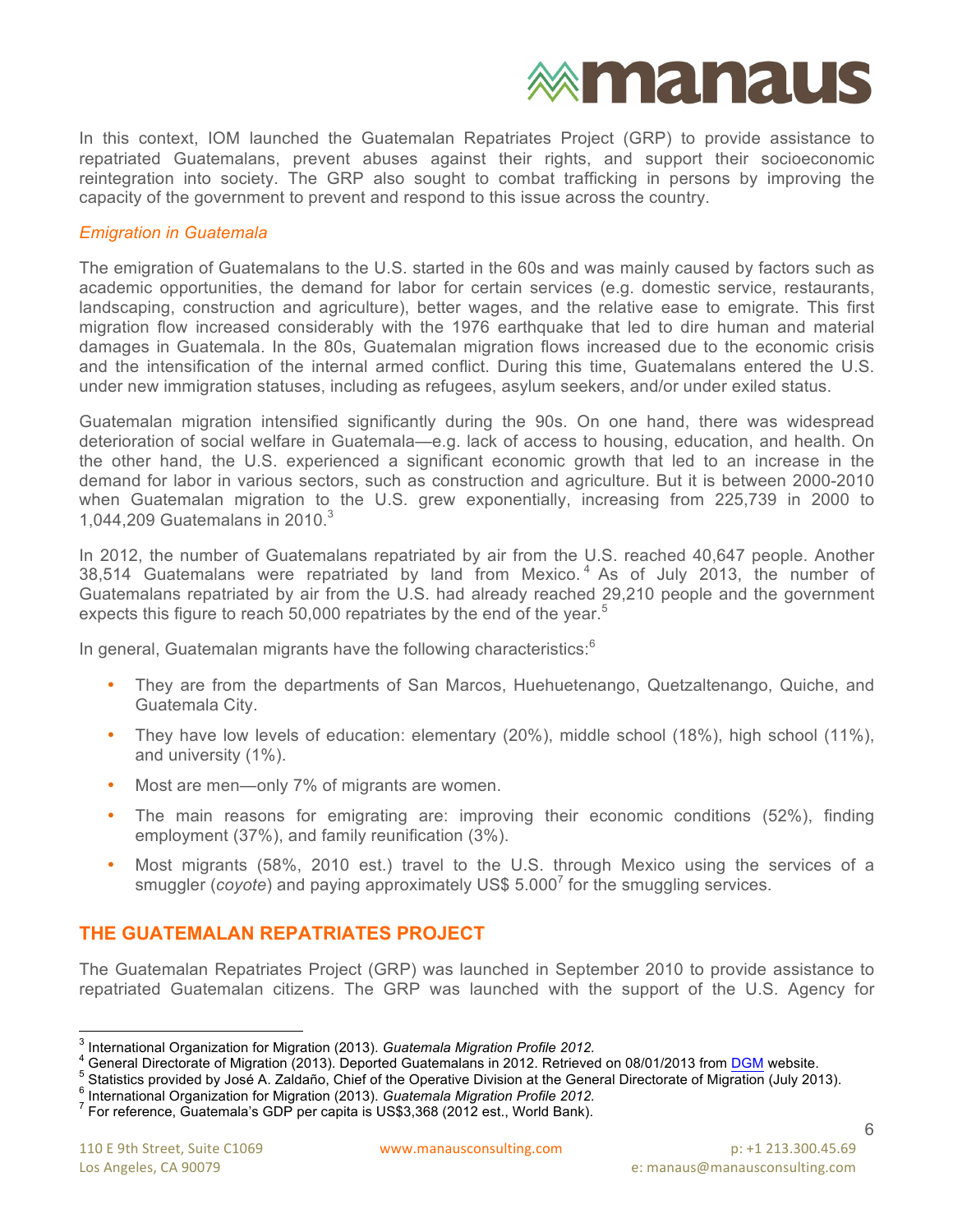In this context, IOM launched the Guatemalan Repatriates Project (GRP) to provide assistance to repatriated Guatemalans, prevent abuses against their rights, and support their socioeconomic reintegration into society. The GRP also sought to combat trafficking in persons by improving the capacity of the government to prevent and respond to this issue across the country.

### *Emigration in Guatemala*

The emigration of Guatemalans to the U.S. started in the 60s and was mainly caused by factors such as academic opportunities, the demand for labor for certain services (e.g. domestic service, restaurants, landscaping, construction and agriculture), better wages, and the relative ease to emigrate. This first migration flow increased considerably with the 1976 earthquake that led to dire human and material damages in Guatemala. In the 80s, Guatemalan migration flows increased due to the economic crisis and the intensification of the internal armed conflict. During this time, Guatemalans entered the U.S. under new immigration statuses, including as refugees, asylum seekers, and/or under exiled status.

Guatemalan migration intensified significantly during the 90s. On one hand, there was widespread deterioration of social welfare in Guatemala—e.g. lack of access to housing, education, and health. On the other hand, the U.S. experienced a significant economic growth that led to an increase in the demand for labor in various sectors, such as construction and agriculture. But it is between 2000-2010 when Guatemalan migration to the U.S. grew exponentially, increasing from 225,739 in 2000 to 1,044,209 Guatemalans in 2010.[3]

In 2012, the number of Guatemalans repatriated by air from the U.S. reached 40,647 people. Another 38,514 Guatemalans were repatriated by land from Mexico.[4] As of July 2013, the number of Guatemalans repatriated by air from the U.S. had already reached 29,210 people and the government expects this figure to reach 50,000 repatriates by the end of the year.[5]

In general, Guatemalan migrants have the following characteristics:[6]

- They are from the departments of San Marcos, Huehuetenango, Quetzaltenango, Quiche, and Guatemala City.
- They have low levels of education: elementary (20%), middle school (18%), high school (11%), and university (1%).
- Most are men—only 7% of migrants are women.
- The main reasons for emigrating are: improving their economic conditions (52%), finding employment (37%), and family reunification (3%).
- Most migrants (58%, 2010 est.) travel to the U.S. through Mexico using the services of a smuggler (*coyote*) and paying approximately US$ 5.000[7] for the smuggling services.

## THE GUATEMALAN REPATRIATES PROJECT

The Guatemalan Repatriates Project (GRP) was launched in September 2010 to provide assistance to repatriated Guatemalan citizens. The GRP was launched with the support of the U.S. Agency for

---

[3] International Organization for Migration (2013). *Guatemala Migration Profile 2012.*

[4] General Directorate of Migration (2013). Deported Guatemalans in 2012. Retrieved on 08/01/2013 from DGM website.

[5] Statistics provided by José A. Zaldaño, Chief of the Operative Division at the General Directorate of Migration (July 2013).

[6] International Organization for Migration (2013). *Guatemala Migration Profile 2012.*

[7] For reference, Guatemala's GDP per capita is US$3,368 (2012 est., World Bank).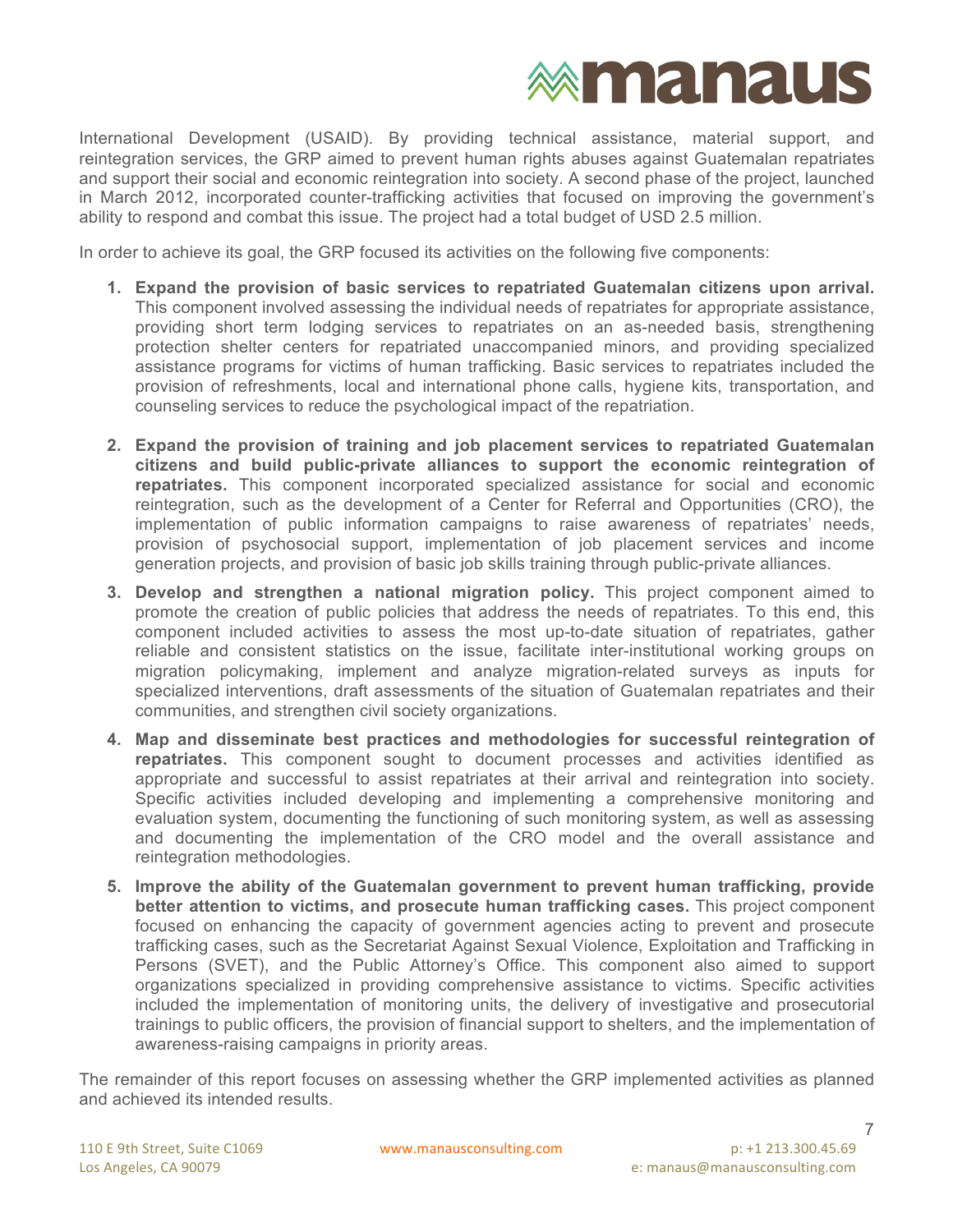International Development (USAID). By providing technical assistance, material support, and reintegration services, the GRP aimed to prevent human rights abuses against Guatemalan repatriates and support their social and economic reintegration into society. A second phase of the project, launched in March 2012, incorporated counter-trafficking activities that focused on improving the government's ability to respond and combat this issue. The project had a total budget of USD 2.5 million.

In order to achieve its goal, the GRP focused its activities on the following five components:

1. **Expand the provision of basic services to repatriated Guatemalan citizens upon arrival.** This component involved assessing the individual needs of repatriates for appropriate assistance, providing short term lodging services to repatriates on an as-needed basis, strengthening protection shelter centers for repatriated unaccompanied minors, and providing specialized assistance programs for victims of human trafficking. Basic services to repatriates included the provision of refreshments, local and international phone calls, hygiene kits, transportation, and counseling services to reduce the psychological impact of the repatriation.

2. **Expand the provision of training and job placement services to repatriated Guatemalan citizens and build public-private alliances to support the economic reintegration of repatriates.** This component incorporated specialized assistance for social and economic reintegration, such as the development of a Center for Referral and Opportunities (CRO), the implementation of public information campaigns to raise awareness of repatriates' needs, provision of psychosocial support, implementation of job placement services and income generation projects, and provision of basic job skills training through public-private alliances.

3. **Develop and strengthen a national migration policy.** This project component aimed to promote the creation of public policies that address the needs of repatriates. To this end, this component included activities to assess the most up-to-date situation of repatriates, gather reliable and consistent statistics on the issue, facilitate inter-institutional working groups on migration policymaking, implement and analyze migration-related surveys as inputs for specialized interventions, draft assessments of the situation of Guatemalan repatriates and their communities, and strengthen civil society organizations.

4. **Map and disseminate best practices and methodologies for successful reintegration of repatriates.** This component sought to document processes and activities identified as appropriate and successful to assist repatriates at their arrival and reintegration into society. Specific activities included developing and implementing a comprehensive monitoring and evaluation system, documenting the functioning of such monitoring system, as well as assessing and documenting the implementation of the CRO model and the overall assistance and reintegration methodologies.

5. **Improve the ability of the Guatemalan government to prevent human trafficking, provide better attention to victims, and prosecute human trafficking cases.** This project component focused on enhancing the capacity of government agencies acting to prevent and prosecute trafficking cases, such as the Secretariat Against Sexual Violence, Exploitation and Trafficking in Persons (SVET), and the Public Attorney's Office. This component also aimed to support organizations specialized in providing comprehensive assistance to victims. Specific activities included the implementation of monitoring units, the delivery of investigative and prosecutorial trainings to public officers, the provision of financial support to shelters, and the implementation of awareness-raising campaigns in priority areas.

The remainder of this report focuses on assessing whether the GRP implemented activities as planned and achieved its intended results.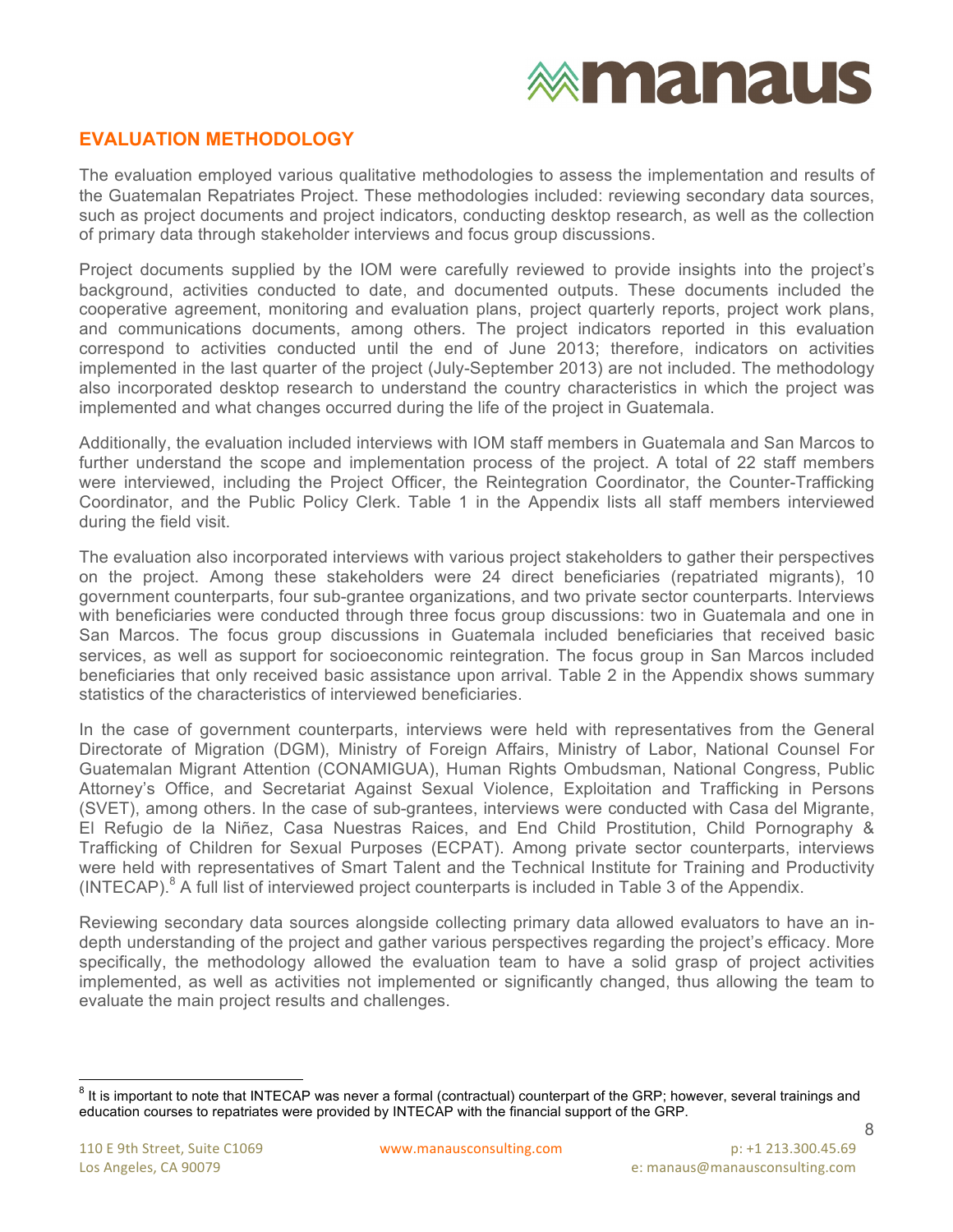## EVALUATION METHODOLOGY

The evaluation employed various qualitative methodologies to assess the implementation and results of the Guatemalan Repatriates Project. These methodologies included: reviewing secondary data sources, such as project documents and project indicators, conducting desktop research, as well as the collection of primary data through stakeholder interviews and focus group discussions.

Project documents supplied by the IOM were carefully reviewed to provide insights into the project's background, activities conducted to date, and documented outputs. These documents included the cooperative agreement, monitoring and evaluation plans, project quarterly reports, project work plans, and communications documents, among others. The project indicators reported in this evaluation correspond to activities conducted until the end of June 2013; therefore, indicators on activities implemented in the last quarter of the project (July-September 2013) are not included. The methodology also incorporated desktop research to understand the country characteristics in which the project was implemented and what changes occurred during the life of the project in Guatemala.

Additionally, the evaluation included interviews with IOM staff members in Guatemala and San Marcos to further understand the scope and implementation process of the project. A total of 22 staff members were interviewed, including the Project Officer, the Reintegration Coordinator, the Counter-Trafficking Coordinator, and the Public Policy Clerk. Table 1 in the Appendix lists all staff members interviewed during the field visit.

The evaluation also incorporated interviews with various project stakeholders to gather their perspectives on the project. Among these stakeholders were 24 direct beneficiaries (repatriated migrants), 10 government counterparts, four sub-grantee organizations, and two private sector counterparts. Interviews with beneficiaries were conducted through three focus group discussions: two in Guatemala and one in San Marcos. The focus group discussions in Guatemala included beneficiaries that received basic services, as well as support for socioeconomic reintegration. The focus group in San Marcos included beneficiaries that only received basic assistance upon arrival. Table 2 in the Appendix shows summary statistics of the characteristics of interviewed beneficiaries.

In the case of government counterparts, interviews were held with representatives from the General Directorate of Migration (DGM), Ministry of Foreign Affairs, Ministry of Labor, National Counsel For Guatemalan Migrant Attention (CONAMIGUA), Human Rights Ombudsman, National Congress, Public Attorney's Office, and Secretariat Against Sexual Violence, Exploitation and Trafficking in Persons (SVET), among others. In the case of sub-grantees, interviews were conducted with Casa del Migrante, El Refugio de la Niñez, Casa Nuestras Raices, and End Child Prostitution, Child Pornography & Trafficking of Children for Sexual Purposes (ECPAT). Among private sector counterparts, interviews were held with representatives of Smart Talent and the Technical Institute for Training and Productivity (INTECAP).[8] A full list of interviewed project counterparts is included in Table 3 of the Appendix.

Reviewing secondary data sources alongside collecting primary data allowed evaluators to have an in-depth understanding of the project and gather various perspectives regarding the project's efficacy. More specifically, the methodology allowed the evaluation team to have a solid grasp of project activities implemented, as well as activities not implemented or significantly changed, thus allowing the team to evaluate the main project results and challenges.

---

[8] It is important to note that INTECAP was never a formal (contractual) counterpart of the GRP; however, several trainings and education courses to repatriates were provided by INTECAP with the financial support of the GRP.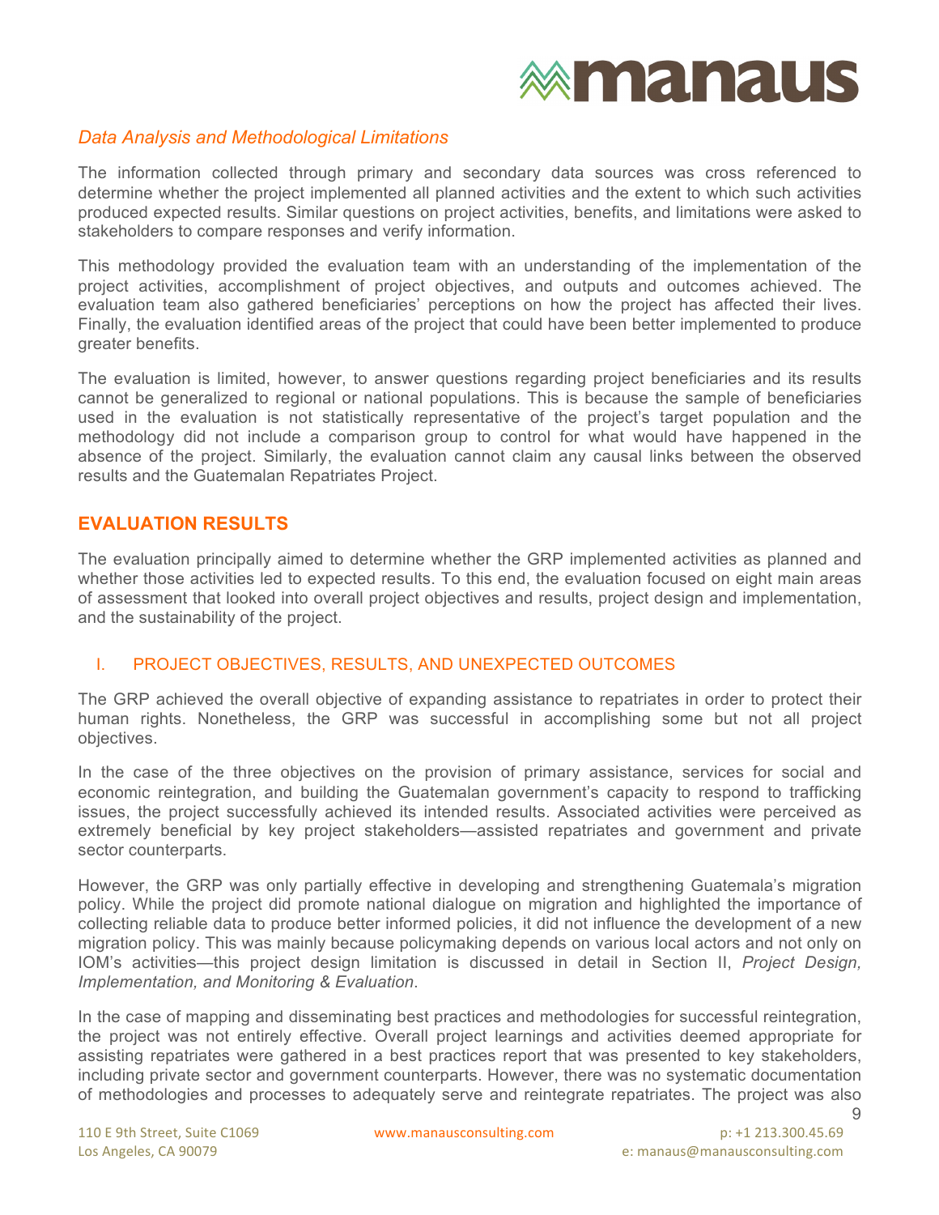*Data Analysis and Methodological Limitations*

The information collected through primary and secondary data sources was cross referenced to determine whether the project implemented all planned activities and the extent to which such activities produced expected results. Similar questions on project activities, benefits, and limitations were asked to stakeholders to compare responses and verify information.

This methodology provided the evaluation team with an understanding of the implementation of the project activities, accomplishment of project objectives, and outputs and outcomes achieved. The evaluation team also gathered beneficiaries' perceptions on how the project has affected their lives. Finally, the evaluation identified areas of the project that could have been better implemented to produce greater benefits.

The evaluation is limited, however, to answer questions regarding project beneficiaries and its results cannot be generalized to regional or national populations. This is because the sample of beneficiaries used in the evaluation is not statistically representative of the project's target population and the methodology did not include a comparison group to control for what would have happened in the absence of the project. Similarly, the evaluation cannot claim any causal links between the observed results and the Guatemalan Repatriates Project.

## EVALUATION RESULTS

The evaluation principally aimed to determine whether the GRP implemented activities as planned and whether those activities led to expected results. To this end, the evaluation focused on eight main areas of assessment that looked into overall project objectives and results, project design and implementation, and the sustainability of the project.

### I. PROJECT OBJECTIVES, RESULTS, AND UNEXPECTED OUTCOMES

The GRP achieved the overall objective of expanding assistance to repatriates in order to protect their human rights. Nonetheless, the GRP was successful in accomplishing some but not all project objectives.

In the case of the three objectives on the provision of primary assistance, services for social and economic reintegration, and building the Guatemalan government's capacity to respond to trafficking issues, the project successfully achieved its intended results. Associated activities were perceived as extremely beneficial by key project stakeholders—assisted repatriates and government and private sector counterparts.

However, the GRP was only partially effective in developing and strengthening Guatemala's migration policy. While the project did promote national dialogue on migration and highlighted the importance of collecting reliable data to produce better informed policies, it did not influence the development of a new migration policy. This was mainly because policymaking depends on various local actors and not only on IOM's activities—this project design limitation is discussed in detail in Section II, *Project Design, Implementation, and Monitoring & Evaluation*.

In the case of mapping and disseminating best practices and methodologies for successful reintegration, the project was not entirely effective. Overall project learnings and activities deemed appropriate for assisting repatriates were gathered in a best practices report that was presented to key stakeholders, including private sector and government counterparts. However, there was no systematic documentation of methodologies and processes to adequately serve and reintegrate repatriates. The project was also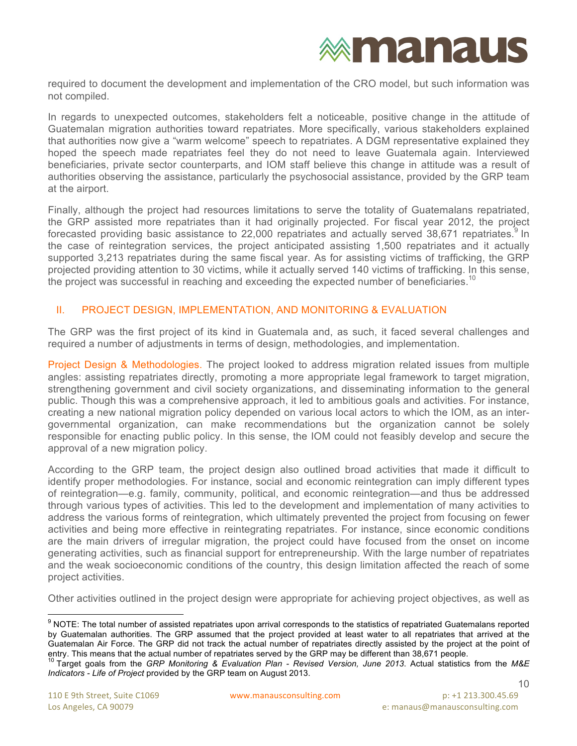required to document the development and implementation of the CRO model, but such information was not compiled.

In regards to unexpected outcomes, stakeholders felt a noticeable, positive change in the attitude of Guatemalan migration authorities toward repatriates. More specifically, various stakeholders explained that authorities now give a "warm welcome" speech to repatriates. A DGM representative explained they hoped the speech made repatriates feel they do not need to leave Guatemala again. Interviewed beneficiaries, private sector counterparts, and IOM staff believe this change in attitude was a result of authorities observing the assistance, particularly the psychosocial assistance, provided by the GRP team at the airport.

Finally, although the project had resources limitations to serve the totality of Guatemalans repatriated, the GRP assisted more repatriates than it had originally projected. For fiscal year 2012, the project forecasted providing basic assistance to 22,000 repatriates and actually served 38,671 repatriates.[9] In the case of reintegration services, the project anticipated assisting 1,500 repatriates and it actually supported 3,213 repatriates during the same fiscal year. As for assisting victims of trafficking, the GRP projected providing attention to 30 victims, while it actually served 140 victims of trafficking. In this sense, the project was successful in reaching and exceeding the expected number of beneficiaries.[10]

## II. PROJECT DESIGN, IMPLEMENTATION, AND MONITORING & EVALUATION

The GRP was the first project of its kind in Guatemala and, as such, it faced several challenges and required a number of adjustments in terms of design, methodologies, and implementation.

**Project Design & Methodologies.** The project looked to address migration related issues from multiple angles: assisting repatriates directly, promoting a more appropriate legal framework to target migration, strengthening government and civil society organizations, and disseminating information to the general public. Though this was a comprehensive approach, it led to ambitious goals and activities. For instance, creating a new national migration policy depended on various local actors to which the IOM, as an inter-governmental organization, can make recommendations but the organization cannot be solely responsible for enacting public policy. In this sense, the IOM could not feasibly develop and secure the approval of a new migration policy.

According to the GRP team, the project design also outlined broad activities that made it difficult to identify proper methodologies. For instance, social and economic reintegration can imply different types of reintegration—e.g. family, community, political, and economic reintegration—and thus be addressed through various types of activities. This led to the development and implementation of many activities to address the various forms of reintegration, which ultimately prevented the project from focusing on fewer activities and being more effective in reintegrating repatriates. For instance, since economic conditions are the main drivers of irregular migration, the project could have focused from the onset on income generating activities, such as financial support for entrepreneurship. With the large number of repatriates and the weak socioeconomic conditions of the country, this design limitation affected the reach of some project activities.

Other activities outlined in the project design were appropriate for achieving project objectives, as well as

---

[9] NOTE: The total number of assisted repatriates upon arrival corresponds to the statistics of repatriated Guatemalans reported by Guatemalan authorities. The GRP assumed that the project provided at least water to all repatriates that arrived at the Guatemalan Air Force. The GRP did not track the actual number of repatriates directly assisted by the project at the point of entry. This means that the actual number of repatriates served by the GRP may be different than 38,671 people.

[10] Target goals from the *GRP Monitoring & Evaluation Plan - Revised Version, June 2013*. Actual statistics from the *M&E Indicators - Life of Project* provided by the GRP team on August 2013.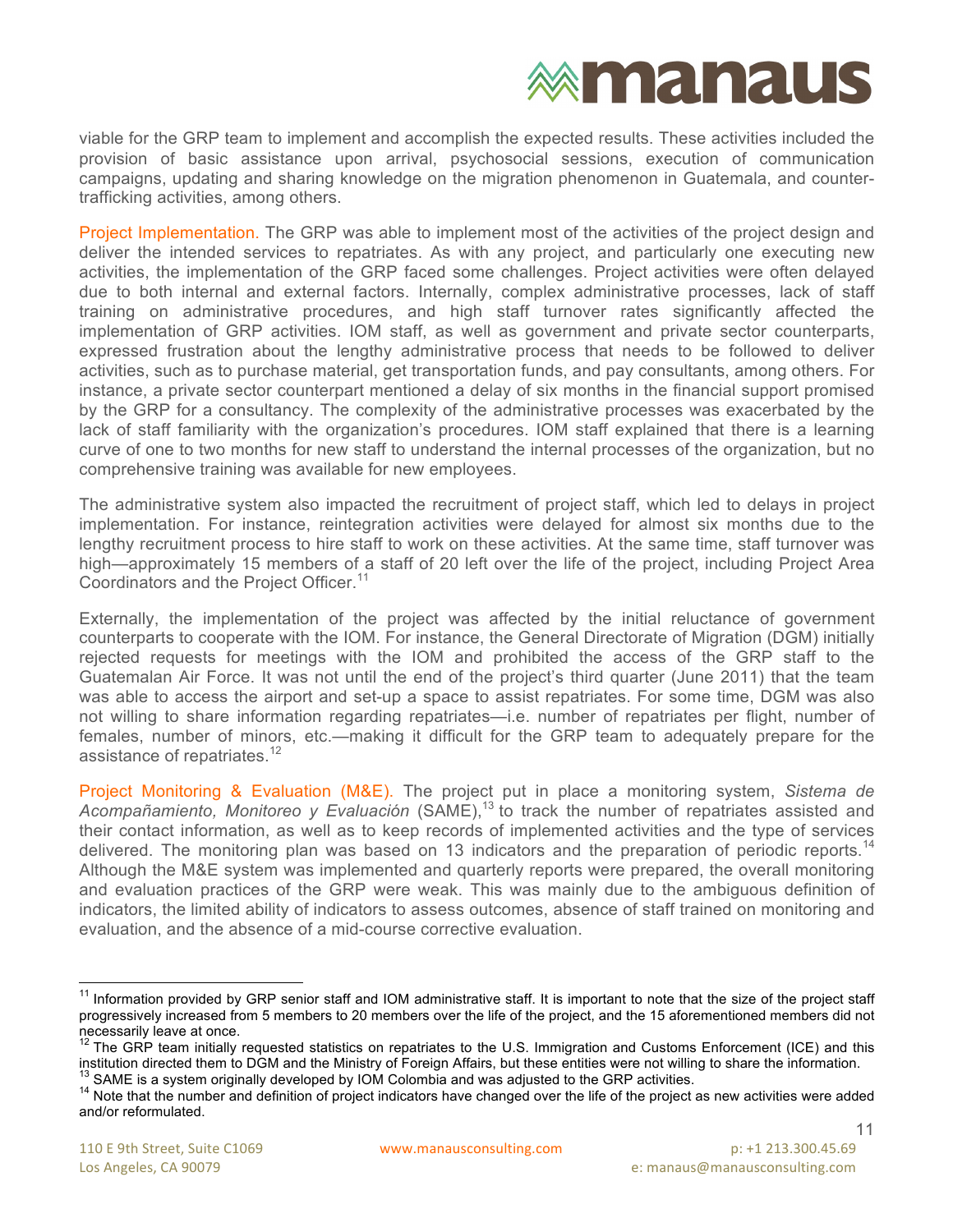viable for the GRP team to implement and accomplish the expected results. These activities included the provision of basic assistance upon arrival, psychosocial sessions, execution of communication campaigns, updating and sharing knowledge on the migration phenomenon in Guatemala, and counter-trafficking activities, among others.

Project Implementation. The GRP was able to implement most of the activities of the project design and deliver the intended services to repatriates. As with any project, and particularly one executing new activities, the implementation of the GRP faced some challenges. Project activities were often delayed due to both internal and external factors. Internally, complex administrative processes, lack of staff training on administrative procedures, and high staff turnover rates significantly affected the implementation of GRP activities. IOM staff, as well as government and private sector counterparts, expressed frustration about the lengthy administrative process that needs to be followed to deliver activities, such as to purchase material, get transportation funds, and pay consultants, among others. For instance, a private sector counterpart mentioned a delay of six months in the financial support promised by the GRP for a consultancy. The complexity of the administrative processes was exacerbated by the lack of staff familiarity with the organization's procedures. IOM staff explained that there is a learning curve of one to two months for new staff to understand the internal processes of the organization, but no comprehensive training was available for new employees.

The administrative system also impacted the recruitment of project staff, which led to delays in project implementation. For instance, reintegration activities were delayed for almost six months due to the lengthy recruitment process to hire staff to work on these activities. At the same time, staff turnover was high—approximately 15 members of a staff of 20 left over the life of the project, including Project Area Coordinators and the Project Officer.[11]

Externally, the implementation of the project was affected by the initial reluctance of government counterparts to cooperate with the IOM. For instance, the General Directorate of Migration (DGM) initially rejected requests for meetings with the IOM and prohibited the access of the GRP staff to the Guatemalan Air Force. It was not until the end of the project's third quarter (June 2011) that the team was able to access the airport and set-up a space to assist repatriates. For some time, DGM was also not willing to share information regarding repatriates—i.e. number of repatriates per flight, number of females, number of minors, etc.—making it difficult for the GRP team to adequately prepare for the assistance of repatriates.[12]

Project Monitoring & Evaluation (M&E). The project put in place a monitoring system, *Sistema de Acompañamiento, Monitoreo y Evaluación* (SAME),[13] to track the number of repatriates assisted and their contact information, as well as to keep records of implemented activities and the type of services delivered. The monitoring plan was based on 13 indicators and the preparation of periodic reports.[14] Although the M&E system was implemented and quarterly reports were prepared, the overall monitoring and evaluation practices of the GRP were weak. This was mainly due to the ambiguous definition of indicators, the limited ability of indicators to assess outcomes, absence of staff trained on monitoring and evaluation, and the absence of a mid-course corrective evaluation.

---

[11] Information provided by GRP senior staff and IOM administrative staff. It is important to note that the size of the project staff progressively increased from 5 members to 20 members over the life of the project, and the 15 aforementioned members did not necessarily leave at once.

[12] The GRP team initially requested statistics on repatriates to the U.S. Immigration and Customs Enforcement (ICE) and this institution directed them to DGM and the Ministry of Foreign Affairs, but these entities were not willing to share the information.

[13] SAME is a system originally developed by IOM Colombia and was adjusted to the GRP activities.

[14] Note that the number and definition of project indicators have changed over the life of the project as new activities were added and/or reformulated.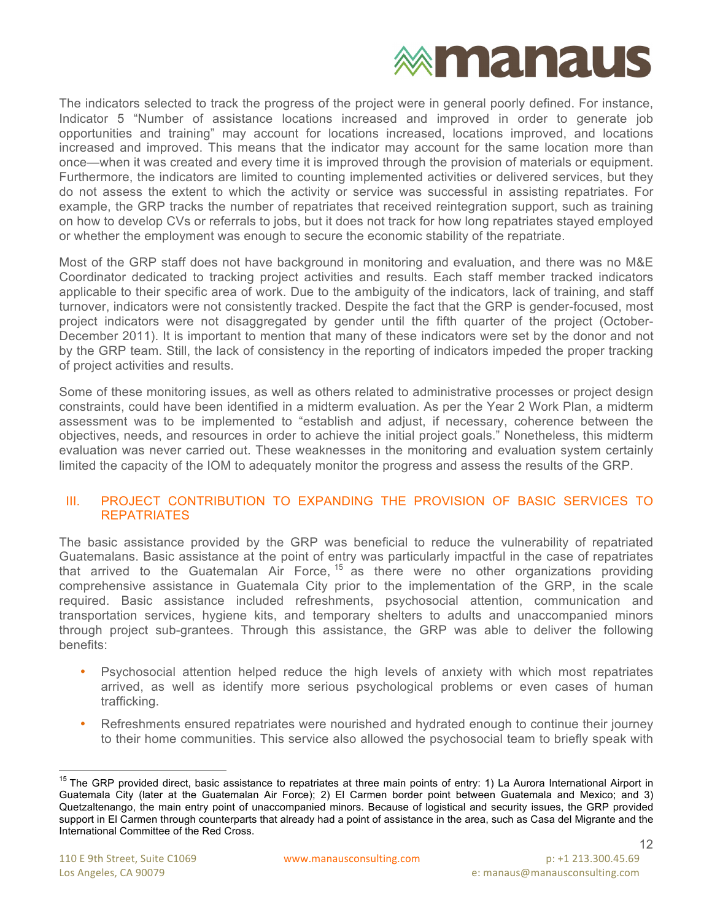The indicators selected to track the progress of the project were in general poorly defined. For instance, Indicator 5 "Number of assistance locations increased and improved in order to generate job opportunities and training" may account for locations increased, locations improved, and locations increased and improved. This means that the indicator may account for the same location more than once—when it was created and every time it is improved through the provision of materials or equipment. Furthermore, the indicators are limited to counting implemented activities or delivered services, but they do not assess the extent to which the activity or service was successful in assisting repatriates. For example, the GRP tracks the number of repatriates that received reintegration support, such as training on how to develop CVs or referrals to jobs, but it does not track for how long repatriates stayed employed or whether the employment was enough to secure the economic stability of the repatriate.

Most of the GRP staff does not have background in monitoring and evaluation, and there was no M&E Coordinator dedicated to tracking project activities and results. Each staff member tracked indicators applicable to their specific area of work. Due to the ambiguity of the indicators, lack of training, and staff turnover, indicators were not consistently tracked. Despite the fact that the GRP is gender-focused, most project indicators were not disaggregated by gender until the fifth quarter of the project (October-December 2011). It is important to mention that many of these indicators were set by the donor and not by the GRP team. Still, the lack of consistency in the reporting of indicators impeded the proper tracking of project activities and results.

Some of these monitoring issues, as well as others related to administrative processes or project design constraints, could have been identified in a midterm evaluation. As per the Year 2 Work Plan, a midterm assessment was to be implemented to "establish and adjust, if necessary, coherence between the objectives, needs, and resources in order to achieve the initial project goals." Nonetheless, this midterm evaluation was never carried out. These weaknesses in the monitoring and evaluation system certainly limited the capacity of the IOM to adequately monitor the progress and assess the results of the GRP.

## III. PROJECT CONTRIBUTION TO EXPANDING THE PROVISION OF BASIC SERVICES TO REPATRIATES

The basic assistance provided by the GRP was beneficial to reduce the vulnerability of repatriated Guatemalans. Basic assistance at the point of entry was particularly impactful in the case of repatriates that arrived to the Guatemalan Air Force,[15] as there were no other organizations providing comprehensive assistance in Guatemala City prior to the implementation of the GRP, in the scale required. Basic assistance included refreshments, psychosocial attention, communication and transportation services, hygiene kits, and temporary shelters to adults and unaccompanied minors through project sub-grantees. Through this assistance, the GRP was able to deliver the following benefits:

- Psychosocial attention helped reduce the high levels of anxiety with which most repatriates arrived, as well as identify more serious psychological problems or even cases of human trafficking.
- Refreshments ensured repatriates were nourished and hydrated enough to continue their journey to their home communities. This service also allowed the psychosocial team to briefly speak with

[15] The GRP provided direct, basic assistance to repatriates at three main points of entry: 1) La Aurora International Airport in Guatemala City (later at the Guatemalan Air Force); 2) El Carmen border point between Guatemala and Mexico; and 3) Quetzaltenango, the main entry point of unaccompanied minors. Because of logistical and security issues, the GRP provided support in El Carmen through counterparts that already had a point of assistance in the area, such as Casa del Migrante and the International Committee of the Red Cross.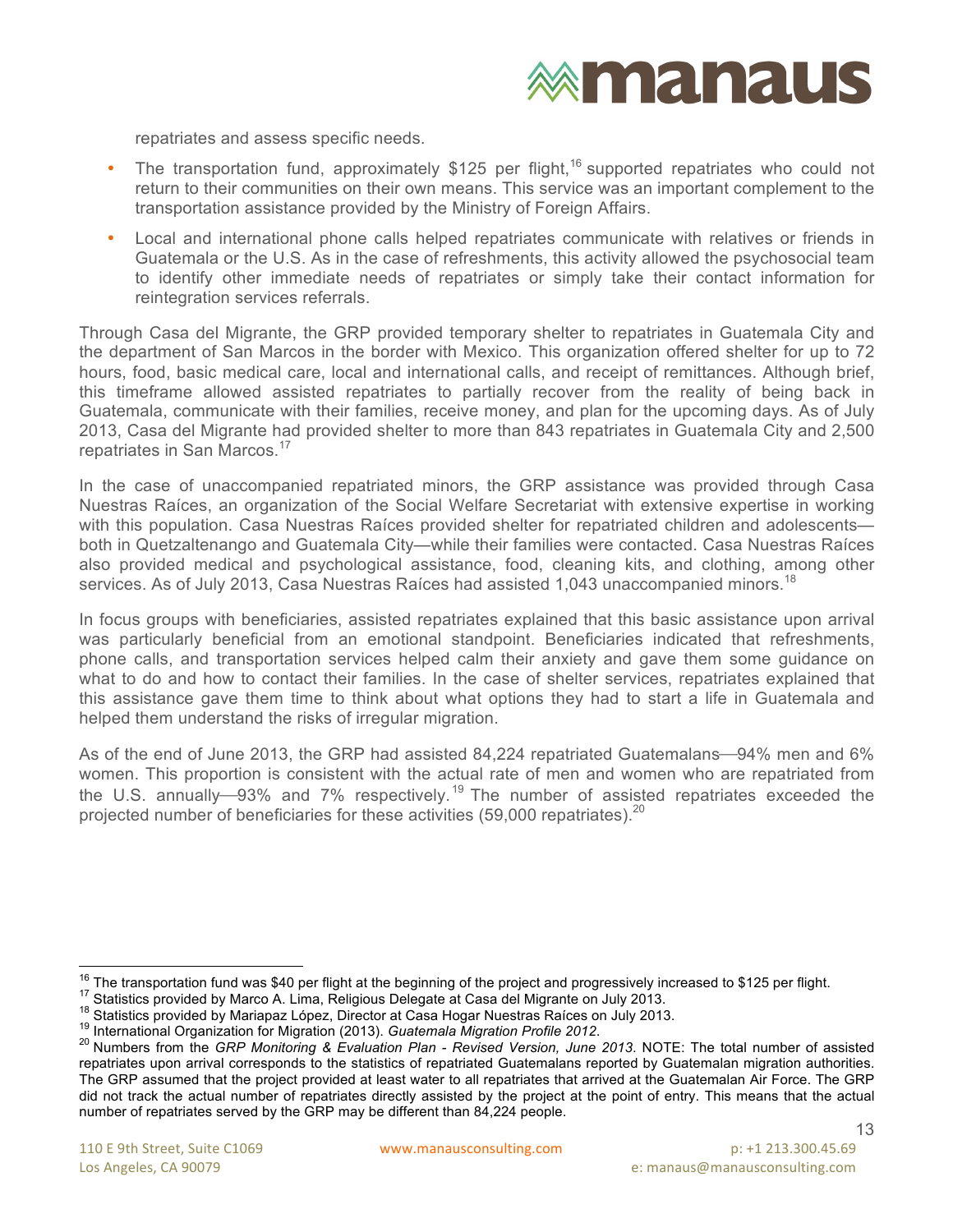repatriates and assess specific needs.

- The transportation fund, approximately $125 per flight,[16] supported repatriates who could not return to their communities on their own means. This service was an important complement to the transportation assistance provided by the Ministry of Foreign Affairs.
- Local and international phone calls helped repatriates communicate with relatives or friends in Guatemala or the U.S. As in the case of refreshments, this activity allowed the psychosocial team to identify other immediate needs of repatriates or simply take their contact information for reintegration services referrals.

Through Casa del Migrante, the GRP provided temporary shelter to repatriates in Guatemala City and the department of San Marcos in the border with Mexico. This organization offered shelter for up to 72 hours, food, basic medical care, local and international calls, and receipt of remittances. Although brief, this timeframe allowed assisted repatriates to partially recover from the reality of being back in Guatemala, communicate with their families, receive money, and plan for the upcoming days. As of July 2013, Casa del Migrante had provided shelter to more than 843 repatriates in Guatemala City and 2,500 repatriates in San Marcos.[17]

In the case of unaccompanied repatriated minors, the GRP assistance was provided through Casa Nuestras Raíces, an organization of the Social Welfare Secretariat with extensive expertise in working with this population. Casa Nuestras Raíces provided shelter for repatriated children and adolescents—both in Quetzaltenango and Guatemala City—while their families were contacted. Casa Nuestras Raíces also provided medical and psychological assistance, food, cleaning kits, and clothing, among other services. As of July 2013, Casa Nuestras Raíces had assisted 1,043 unaccompanied minors.[18]

In focus groups with beneficiaries, assisted repatriates explained that this basic assistance upon arrival was particularly beneficial from an emotional standpoint. Beneficiaries indicated that refreshments, phone calls, and transportation services helped calm their anxiety and gave them some guidance on what to do and how to contact their families. In the case of shelter services, repatriates explained that this assistance gave them time to think about what options they had to start a life in Guatemala and helped them understand the risks of irregular migration.

As of the end of June 2013, the GRP had assisted 84,224 repatriated Guatemalans—94% men and 6% women. This proportion is consistent with the actual rate of men and women who are repatriated from the U.S. annually—93% and 7% respectively.[19] The number of assisted repatriates exceeded the projected number of beneficiaries for these activities (59,000 repatriates).[20]

---

[16] The transportation fund was $40 per flight at the beginning of the project and progressively increased to $125 per flight.

[17] Statistics provided by Marco A. Lima, Religious Delegate at Casa del Migrante on July 2013.

[18] Statistics provided by Mariapaz López, Director at Casa Hogar Nuestras Raíces on July 2013.

[19] International Organization for Migration (2013). *Guatemala Migration Profile 2012.*

[20] Numbers from the *GRP Monitoring & Evaluation Plan - Revised Version, June 2013*. NOTE: The total number of assisted repatriates upon arrival corresponds to the statistics of repatriated Guatemalans reported by Guatemalan migration authorities. The GRP assumed that the project provided at least water to all repatriates that arrived at the Guatemalan Air Force. The GRP did not track the actual number of repatriates directly assisted by the project at the point of entry. This means that the actual number of repatriates served by the GRP may be different than 84,224 people.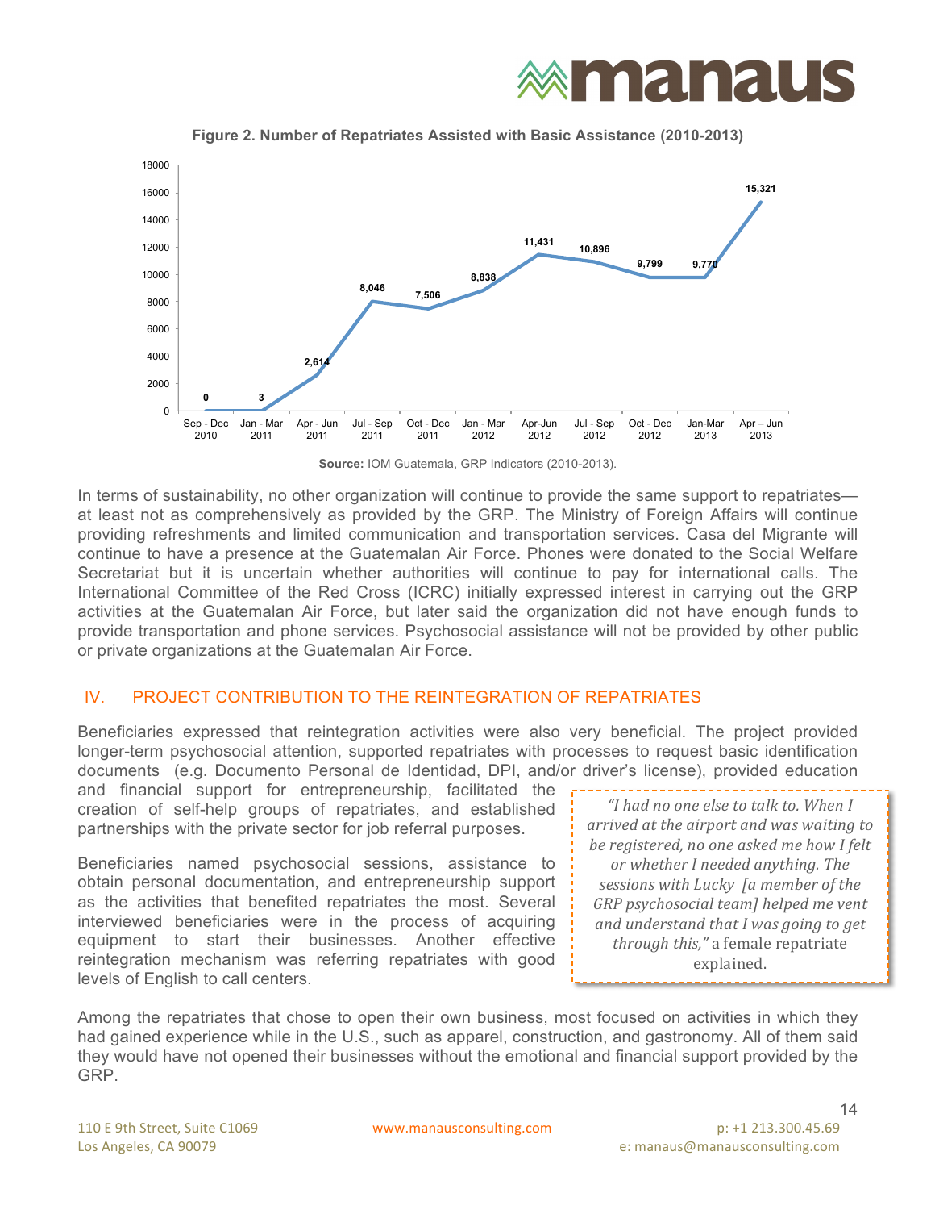**Figure 2. Number of Repatriates Assisted with Basic Assistance (2010-2013)**

| Period | Number of Repatriates |
|---|---|
| Sep - Dec 2010 | 0 |
| Jan - Mar 2011 | 3 |
| Apr - Jun 2011 | 2,614 |
| Jul - Sep 2011 | 8,046 |
| Oct - Dec 2011 | 7,506 |
| Jan - Mar 2012 | 8,838 |
| Apr-Jun 2012 | 11,431 |
| Jul - Sep 2012 | 10,896 |
| Oct - Dec 2012 | 9,799 |
| Jan-Mar 2013 | 9,770 |
| Apr – Jun 2013 | 15,321 |

**Source:** IOM Guatemala, GRP Indicators (2010-2013).

In terms of sustainability, no other organization will continue to provide the same support to repatriates—at least not as comprehensively as provided by the GRP. The Ministry of Foreign Affairs will continue providing refreshments and limited communication and transportation services. Casa del Migrante will continue to have a presence at the Guatemalan Air Force. Phones were donated to the Social Welfare Secretariat but it is uncertain whether authorities will continue to pay for international calls. The International Committee of the Red Cross (ICRC) initially expressed interest in carrying out the GRP activities at the Guatemalan Air Force, but later said the organization did not have enough funds to provide transportation and phone services. Psychosocial assistance will not be provided by other public or private organizations at the Guatemalan Air Force.

## IV. PROJECT CONTRIBUTION TO THE REINTEGRATION OF REPATRIATES

Beneficiaries expressed that reintegration activities were also very beneficial. The project provided longer-term psychosocial attention, supported repatriates with processes to request basic identification documents (e.g. Documento Personal de Identidad, DPI, and/or driver's license), provided education and financial support for entrepreneurship, facilitated the creation of self-help groups of repatriates, and established partnerships with the private sector for job referral purposes.

Beneficiaries named psychosocial sessions, assistance to obtain personal documentation, and entrepreneurship support as the activities that benefited repatriates the most. Several interviewed beneficiaries were in the process of acquiring equipment to start their businesses. Another effective reintegration mechanism was referring repatriates with good levels of English to call centers.

> *"I had no one else to talk to. When I arrived at the airport and was waiting to be registered, no one asked me how I felt or whether I needed anything. The sessions with Lucky [a member of the GRP psychosocial team] helped me vent and understand that I was going to get through this,"* a female repatriate explained.

Among the repatriates that chose to open their own business, most focused on activities in which they had gained experience while in the U.S., such as apparel, construction, and gastronomy. All of them said they would have not opened their businesses without the emotional and financial support provided by the GRP.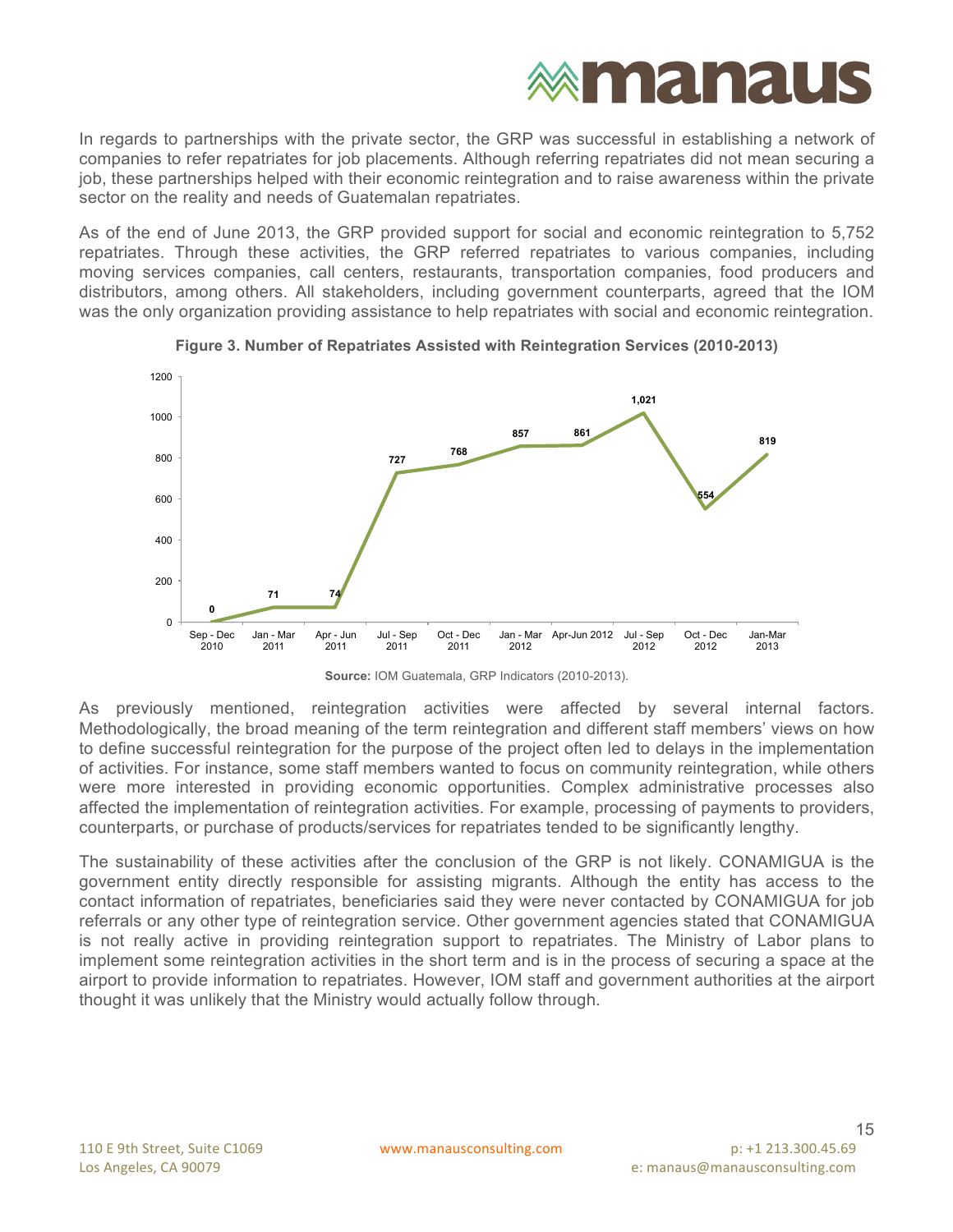In regards to partnerships with the private sector, the GRP was successful in establishing a network of companies to refer repatriates for job placements. Although referring repatriates did not mean securing a job, these partnerships helped with their economic reintegration and to raise awareness within the private sector on the reality and needs of Guatemalan repatriates.

As of the end of June 2013, the GRP provided support for social and economic reintegration to 5,752 repatriates. Through these activities, the GRP referred repatriates to various companies, including moving services companies, call centers, restaurants, transportation companies, food producers and distributors, among others. All stakeholders, including government counterparts, agreed that the IOM was the only organization providing assistance to help repatriates with social and economic reintegration.

**Figure 3. Number of Repatriates Assisted with Reintegration Services (2010-2013)**

| Period | Repatriates |
|---|---|
| Sep - Dec 2010 | 0 |
| Jan - Mar 2011 | 71 |
| Apr - Jun 2011 | 74 |
| Jul - Sep 2011 | 727 |
| Oct - Dec 2011 | 768 |
| Jan - Mar 2012 | 857 |
| Apr-Jun 2012 | 861 |
| Jul - Sep 2012 | 1,021 |
| Oct - Dec 2012 | 554 |
| Jan-Mar 2013 | 819 |

**Source:** IOM Guatemala, GRP Indicators (2010-2013).

As previously mentioned, reintegration activities were affected by several internal factors. Methodologically, the broad meaning of the term reintegration and different staff members' views on how to define successful reintegration for the purpose of the project often led to delays in the implementation of activities. For instance, some staff members wanted to focus on community reintegration, while others were more interested in providing economic opportunities. Complex administrative processes also affected the implementation of reintegration activities. For example, processing of payments to providers, counterparts, or purchase of products/services for repatriates tended to be significantly lengthy.

The sustainability of these activities after the conclusion of the GRP is not likely. CONAMIGUA is the government entity directly responsible for assisting migrants. Although the entity has access to the contact information of repatriates, beneficiaries said they were never contacted by CONAMIGUA for job referrals or any other type of reintegration service. Other government agencies stated that CONAMIGUA is not really active in providing reintegration support to repatriates. The Ministry of Labor plans to implement some reintegration activities in the short term and is in the process of securing a space at the airport to provide information to repatriates. However, IOM staff and government authorities at the airport thought it was unlikely that the Ministry would actually follow through.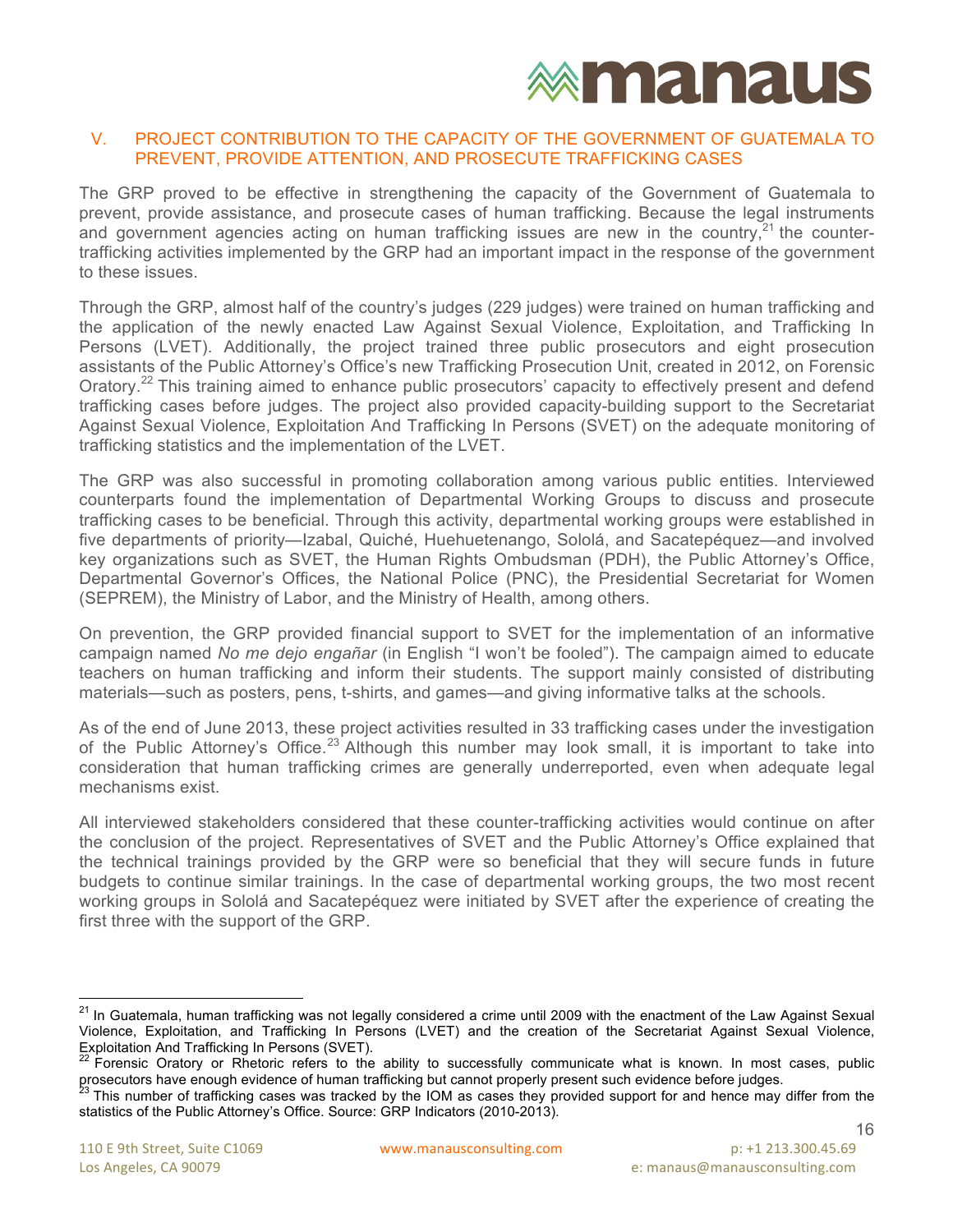## V. PROJECT CONTRIBUTION TO THE CAPACITY OF THE GOVERNMENT OF GUATEMALA TO PREVENT, PROVIDE ATTENTION, AND PROSECUTE TRAFFICKING CASES

The GRP proved to be effective in strengthening the capacity of the Government of Guatemala to prevent, provide assistance, and prosecute cases of human trafficking. Because the legal instruments and government agencies acting on human trafficking issues are new in the country,[21] the counter-trafficking activities implemented by the GRP had an important impact in the response of the government to these issues.

Through the GRP, almost half of the country's judges (229 judges) were trained on human trafficking and the application of the newly enacted Law Against Sexual Violence, Exploitation, and Trafficking In Persons (LVET). Additionally, the project trained three public prosecutors and eight prosecution assistants of the Public Attorney's Office's new Trafficking Prosecution Unit, created in 2012, on Forensic Oratory.[22] This training aimed to enhance public prosecutors' capacity to effectively present and defend trafficking cases before judges. The project also provided capacity-building support to the Secretariat Against Sexual Violence, Exploitation And Trafficking In Persons (SVET) on the adequate monitoring of trafficking statistics and the implementation of the LVET.

The GRP was also successful in promoting collaboration among various public entities. Interviewed counterparts found the implementation of Departmental Working Groups to discuss and prosecute trafficking cases to be beneficial. Through this activity, departmental working groups were established in five departments of priority—Izabal, Quiché, Huehuetenango, Sololá, and Sacatepéquez—and involved key organizations such as SVET, the Human Rights Ombudsman (PDH), the Public Attorney's Office, Departmental Governor's Offices, the National Police (PNC), the Presidential Secretariat for Women (SEPREM), the Ministry of Labor, and the Ministry of Health, among others.

On prevention, the GRP provided financial support to SVET for the implementation of an informative campaign named *No me dejo engañar* (in English "I won't be fooled"). The campaign aimed to educate teachers on human trafficking and inform their students. The support mainly consisted of distributing materials—such as posters, pens, t-shirts, and games—and giving informative talks at the schools.

As of the end of June 2013, these project activities resulted in 33 trafficking cases under the investigation of the Public Attorney's Office.[23] Although this number may look small, it is important to take into consideration that human trafficking crimes are generally underreported, even when adequate legal mechanisms exist.

All interviewed stakeholders considered that these counter-trafficking activities would continue on after the conclusion of the project. Representatives of SVET and the Public Attorney's Office explained that the technical trainings provided by the GRP were so beneficial that they will secure funds in future budgets to continue similar trainings. In the case of departmental working groups, the two most recent working groups in Sololá and Sacatepéquez were initiated by SVET after the experience of creating the first three with the support of the GRP.

---

[21] In Guatemala, human trafficking was not legally considered a crime until 2009 with the enactment of the Law Against Sexual Violence, Exploitation, and Trafficking In Persons (LVET) and the creation of the Secretariat Against Sexual Violence, Exploitation And Trafficking In Persons (SVET).

[22] Forensic Oratory or Rhetoric refers to the ability to successfully communicate what is known. In most cases, public prosecutors have enough evidence of human trafficking but cannot properly present such evidence before judges.

[23] This number of trafficking cases was tracked by the IOM as cases they provided support for and hence may differ from the statistics of the Public Attorney's Office. Source: GRP Indicators (2010-2013).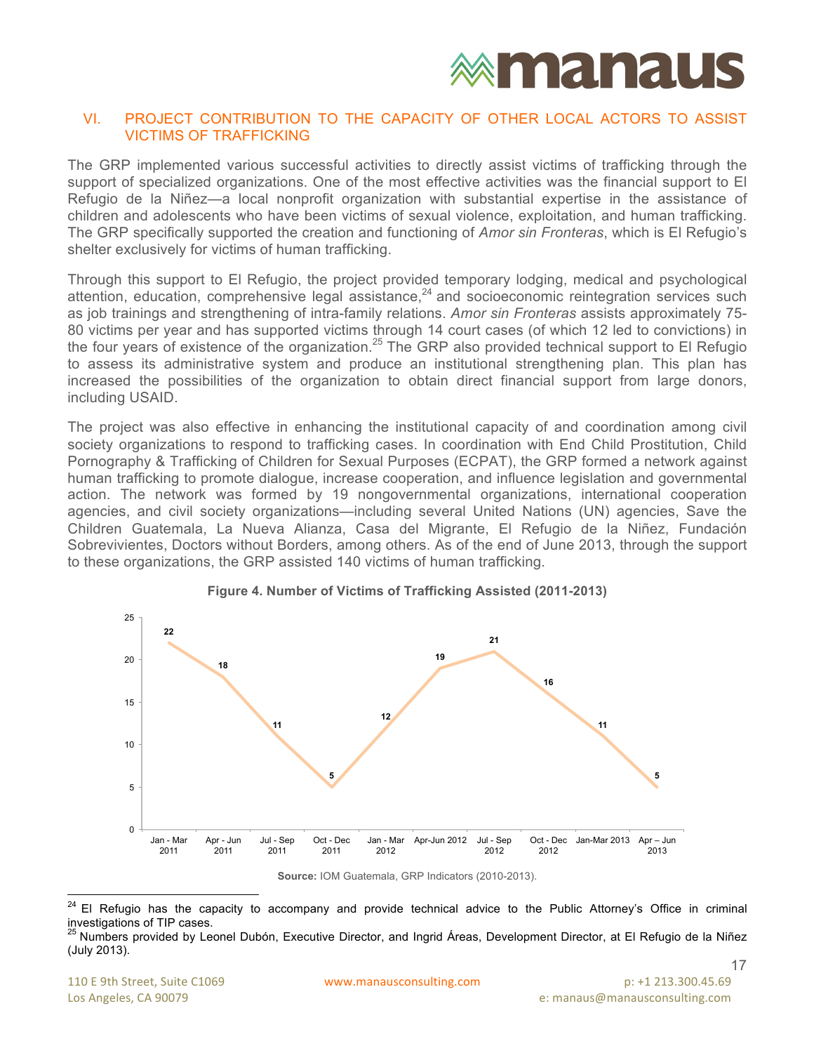## VI. PROJECT CONTRIBUTION TO THE CAPACITY OF OTHER LOCAL ACTORS TO ASSIST VICTIMS OF TRAFFICKING

The GRP implemented various successful activities to directly assist victims of trafficking through the support of specialized organizations. One of the most effective activities was the financial support to El Refugio de la Niñez—a local nonprofit organization with substantial expertise in the assistance of children and adolescents who have been victims of sexual violence, exploitation, and human trafficking. The GRP specifically supported the creation and functioning of *Amor sin Fronteras*, which is El Refugio's shelter exclusively for victims of human trafficking.

Through this support to El Refugio, the project provided temporary lodging, medical and psychological attention, education, comprehensive legal assistance,[24] and socioeconomic reintegration services such as job trainings and strengthening of intra-family relations. *Amor sin Fronteras* assists approximately 75-80 victims per year and has supported victims through 14 court cases (of which 12 led to convictions) in the four years of existence of the organization.[25] The GRP also provided technical support to El Refugio to assess its administrative system and produce an institutional strengthening plan. This plan has increased the possibilities of the organization to obtain direct financial support from large donors, including USAID.

The project was also effective in enhancing the institutional capacity of and coordination among civil society organizations to respond to trafficking cases. In coordination with End Child Prostitution, Child Pornography & Trafficking of Children for Sexual Purposes (ECPAT), the GRP formed a network against human trafficking to promote dialogue, increase cooperation, and influence legislation and governmental action. The network was formed by 19 nongovernmental organizations, international cooperation agencies, and civil society organizations—including several United Nations (UN) agencies, Save the Children Guatemala, La Nueva Alianza, Casa del Migrante, El Refugio de la Niñez, Fundación Sobrevivientes, Doctors without Borders, among others. As of the end of June 2013, through the support to these organizations, the GRP assisted 140 victims of human trafficking.

**Figure 4. Number of Victims of Trafficking Assisted (2011-2013)**

| Period | Victims |
|---|---|
| Jan - Mar 2011 | 22 |
| Apr - Jun 2011 | 18 |
| Jul - Sep 2011 | 11 |
| Oct - Dec 2011 | 5 |
| Jan - Mar 2012 | 12 |
| Apr-Jun 2012 | 19 |
| Jul - Sep 2012 | 21 |
| Oct - Dec 2012 | 16 |
| Jan-Mar 2013 | 11 |
| Apr – Jun 2013 | 5 |

**Source:** IOM Guatemala, GRP Indicators (2010-2013).

---

[24] El Refugio has the capacity to accompany and provide technical advice to the Public Attorney's Office in criminal investigations of TIP cases.

[25] Numbers provided by Leonel Dubón, Executive Director, and Ingrid Áreas, Development Director, at El Refugio de la Niñez (July 2013).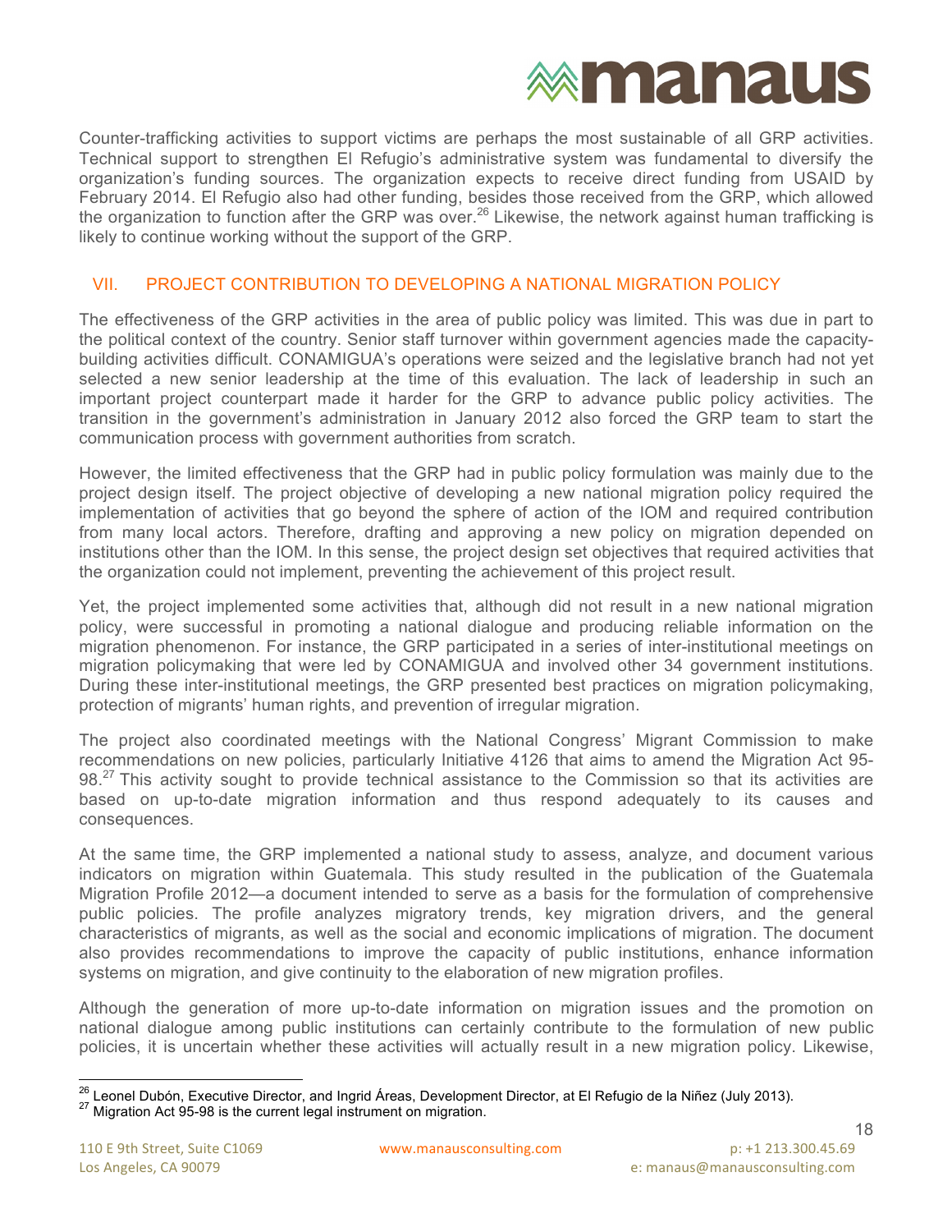Counter-trafficking activities to support victims are perhaps the most sustainable of all GRP activities. Technical support to strengthen El Refugio's administrative system was fundamental to diversify the organization's funding sources. The organization expects to receive direct funding from USAID by February 2014. El Refugio also had other funding, besides those received from the GRP, which allowed the organization to function after the GRP was over.[26] Likewise, the network against human trafficking is likely to continue working without the support of the GRP.

## VII. PROJECT CONTRIBUTION TO DEVELOPING A NATIONAL MIGRATION POLICY

The effectiveness of the GRP activities in the area of public policy was limited. This was due in part to the political context of the country. Senior staff turnover within government agencies made the capacity-building activities difficult. CONAMIGUA's operations were seized and the legislative branch had not yet selected a new senior leadership at the time of this evaluation. The lack of leadership in such an important project counterpart made it harder for the GRP to advance public policy activities. The transition in the government's administration in January 2012 also forced the GRP team to start the communication process with government authorities from scratch.

However, the limited effectiveness that the GRP had in public policy formulation was mainly due to the project design itself. The project objective of developing a new national migration policy required the implementation of activities that go beyond the sphere of action of the IOM and required contribution from many local actors. Therefore, drafting and approving a new policy on migration depended on institutions other than the IOM. In this sense, the project design set objectives that required activities that the organization could not implement, preventing the achievement of this project result.

Yet, the project implemented some activities that, although did not result in a new national migration policy, were successful in promoting a national dialogue and producing reliable information on the migration phenomenon. For instance, the GRP participated in a series of inter-institutional meetings on migration policymaking that were led by CONAMIGUA and involved other 34 government institutions. During these inter-institutional meetings, the GRP presented best practices on migration policymaking, protection of migrants' human rights, and prevention of irregular migration.

The project also coordinated meetings with the National Congress' Migrant Commission to make recommendations on new policies, particularly Initiative 4126 that aims to amend the Migration Act 95-98.[27] This activity sought to provide technical assistance to the Commission so that its activities are based on up-to-date migration information and thus respond adequately to its causes and consequences.

At the same time, the GRP implemented a national study to assess, analyze, and document various indicators on migration within Guatemala. This study resulted in the publication of the Guatemala Migration Profile 2012—a document intended to serve as a basis for the formulation of comprehensive public policies. The profile analyzes migratory trends, key migration drivers, and the general characteristics of migrants, as well as the social and economic implications of migration. The document also provides recommendations to improve the capacity of public institutions, enhance information systems on migration, and give continuity to the elaboration of new migration profiles.

Although the generation of more up-to-date information on migration issues and the promotion on national dialogue among public institutions can certainly contribute to the formulation of new public policies, it is uncertain whether these activities will actually result in a new migration policy. Likewise,

[26] Leonel Dubón, Executive Director, and Ingrid Áreas, Development Director, at El Refugio de la Niñez (July 2013).
[27] Migration Act 95-98 is the current legal instrument on migration.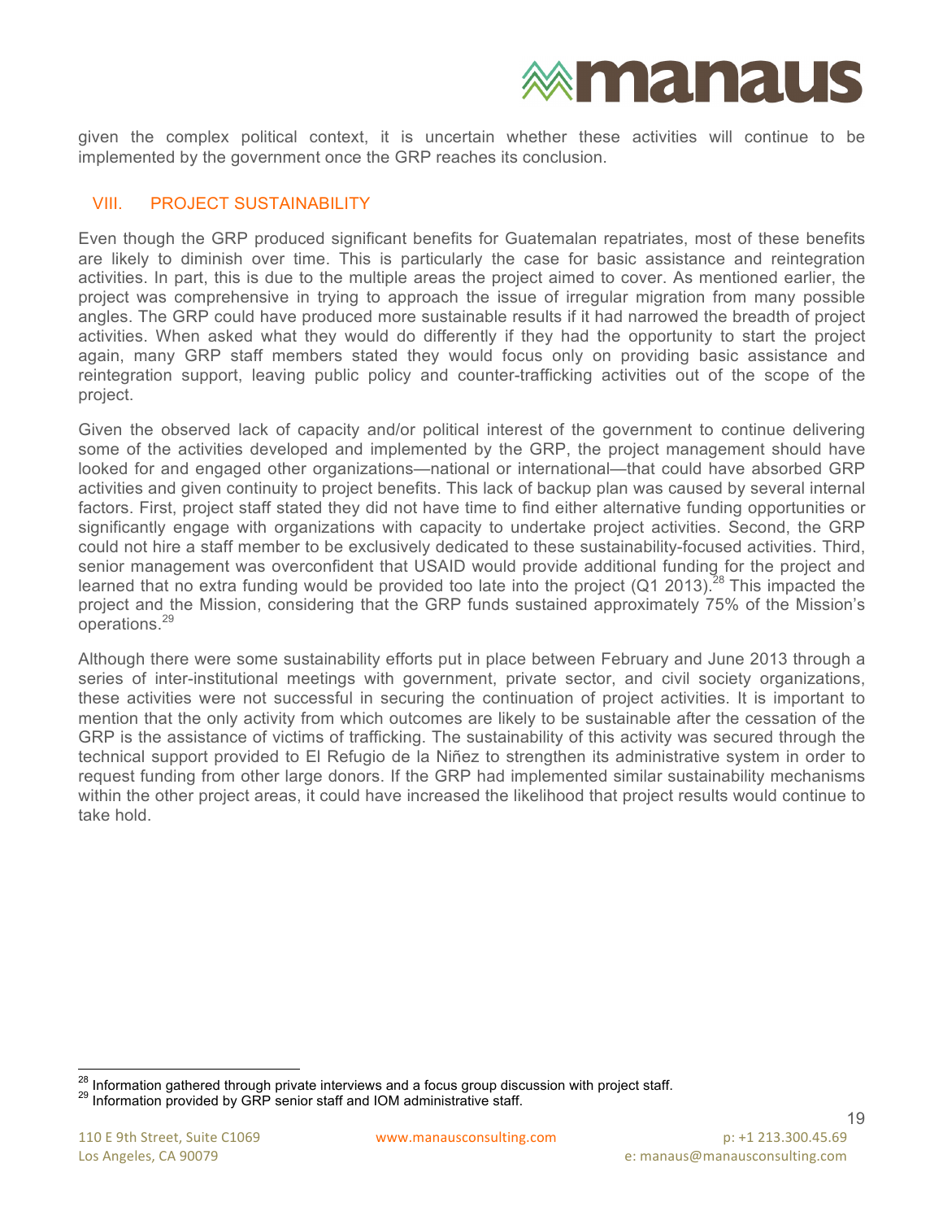given the complex political context, it is uncertain whether these activities will continue to be implemented by the government once the GRP reaches its conclusion.

## VIII. PROJECT SUSTAINABILITY

Even though the GRP produced significant benefits for Guatemalan repatriates, most of these benefits are likely to diminish over time. This is particularly the case for basic assistance and reintegration activities. In part, this is due to the multiple areas the project aimed to cover. As mentioned earlier, the project was comprehensive in trying to approach the issue of irregular migration from many possible angles. The GRP could have produced more sustainable results if it had narrowed the breadth of project activities. When asked what they would do differently if they had the opportunity to start the project again, many GRP staff members stated they would focus only on providing basic assistance and reintegration support, leaving public policy and counter-trafficking activities out of the scope of the project.

Given the observed lack of capacity and/or political interest of the government to continue delivering some of the activities developed and implemented by the GRP, the project management should have looked for and engaged other organizations—national or international—that could have absorbed GRP activities and given continuity to project benefits. This lack of backup plan was caused by several internal factors. First, project staff stated they did not have time to find either alternative funding opportunities or significantly engage with organizations with capacity to undertake project activities. Second, the GRP could not hire a staff member to be exclusively dedicated to these sustainability-focused activities. Third, senior management was overconfident that USAID would provide additional funding for the project and learned that no extra funding would be provided too late into the project (Q1 2013).[28] This impacted the project and the Mission, considering that the GRP funds sustained approximately 75% of the Mission's operations.[29]

Although there were some sustainability efforts put in place between February and June 2013 through a series of inter-institutional meetings with government, private sector, and civil society organizations, these activities were not successful in securing the continuation of project activities. It is important to mention that the only activity from which outcomes are likely to be sustainable after the cessation of the GRP is the assistance of victims of trafficking. The sustainability of this activity was secured through the technical support provided to El Refugio de la Niñez to strengthen its administrative system in order to request funding from other large donors. If the GRP had implemented similar sustainability mechanisms within the other project areas, it could have increased the likelihood that project results would continue to take hold.

---

[28] Information gathered through private interviews and a focus group discussion with project staff.

[29] Information provided by GRP senior staff and IOM administrative staff.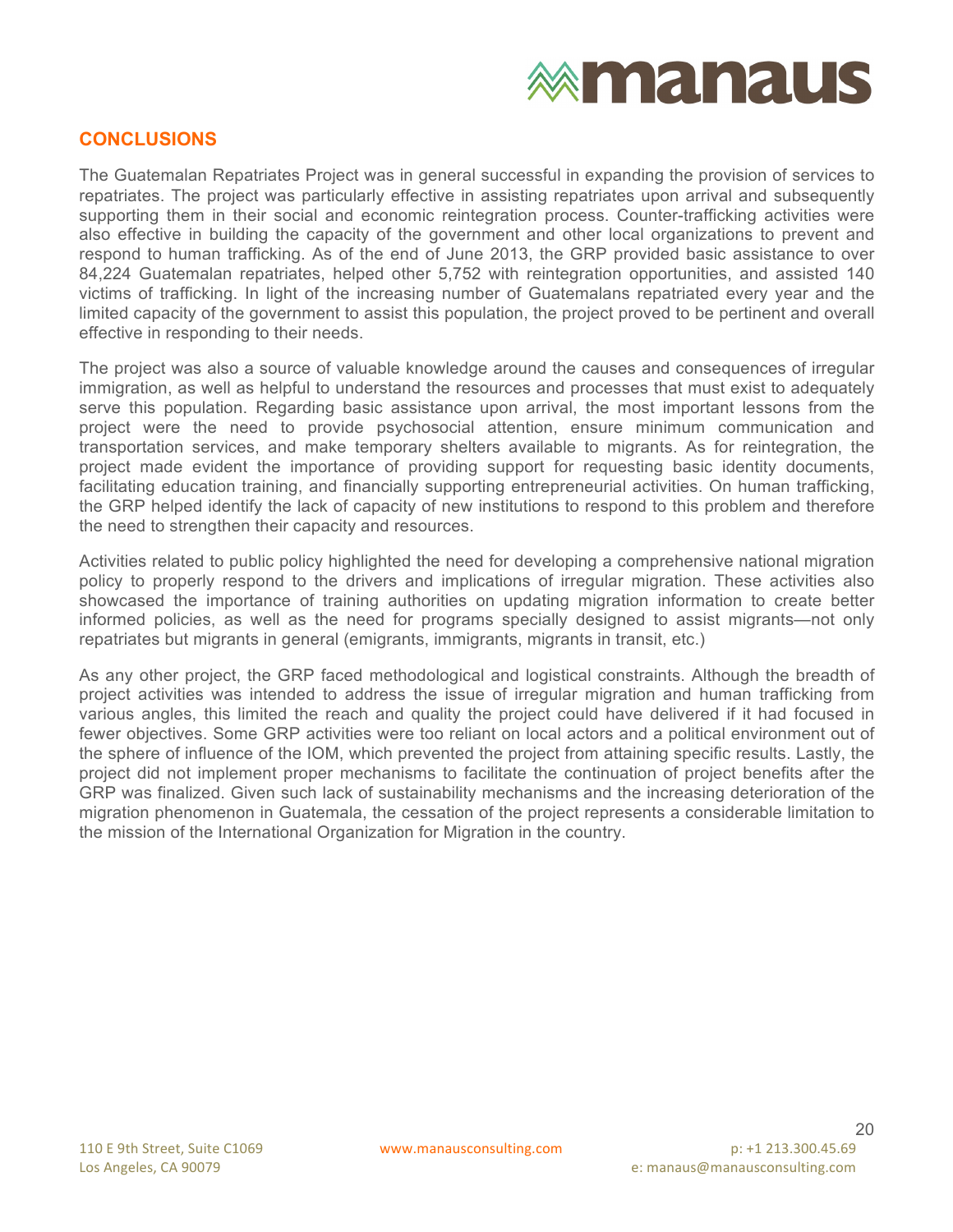## CONCLUSIONS

The Guatemalan Repatriates Project was in general successful in expanding the provision of services to repatriates. The project was particularly effective in assisting repatriates upon arrival and subsequently supporting them in their social and economic reintegration process. Counter-trafficking activities were also effective in building the capacity of the government and other local organizations to prevent and respond to human trafficking. As of the end of June 2013, the GRP provided basic assistance to over 84,224 Guatemalan repatriates, helped other 5,752 with reintegration opportunities, and assisted 140 victims of trafficking. In light of the increasing number of Guatemalans repatriated every year and the limited capacity of the government to assist this population, the project proved to be pertinent and overall effective in responding to their needs.

The project was also a source of valuable knowledge around the causes and consequences of irregular immigration, as well as helpful to understand the resources and processes that must exist to adequately serve this population. Regarding basic assistance upon arrival, the most important lessons from the project were the need to provide psychosocial attention, ensure minimum communication and transportation services, and make temporary shelters available to migrants. As for reintegration, the project made evident the importance of providing support for requesting basic identity documents, facilitating education training, and financially supporting entrepreneurial activities. On human trafficking, the GRP helped identify the lack of capacity of new institutions to respond to this problem and therefore the need to strengthen their capacity and resources.

Activities related to public policy highlighted the need for developing a comprehensive national migration policy to properly respond to the drivers and implications of irregular migration. These activities also showcased the importance of training authorities on updating migration information to create better informed policies, as well as the need for programs specially designed to assist migrants—not only repatriates but migrants in general (emigrants, immigrants, migrants in transit, etc.)

As any other project, the GRP faced methodological and logistical constraints. Although the breadth of project activities was intended to address the issue of irregular migration and human trafficking from various angles, this limited the reach and quality the project could have delivered if it had focused in fewer objectives. Some GRP activities were too reliant on local actors and a political environment out of the sphere of influence of the IOM, which prevented the project from attaining specific results. Lastly, the project did not implement proper mechanisms to facilitate the continuation of project benefits after the GRP was finalized. Given such lack of sustainability mechanisms and the increasing deterioration of the migration phenomenon in Guatemala, the cessation of the project represents a considerable limitation to the mission of the International Organization for Migration in the country.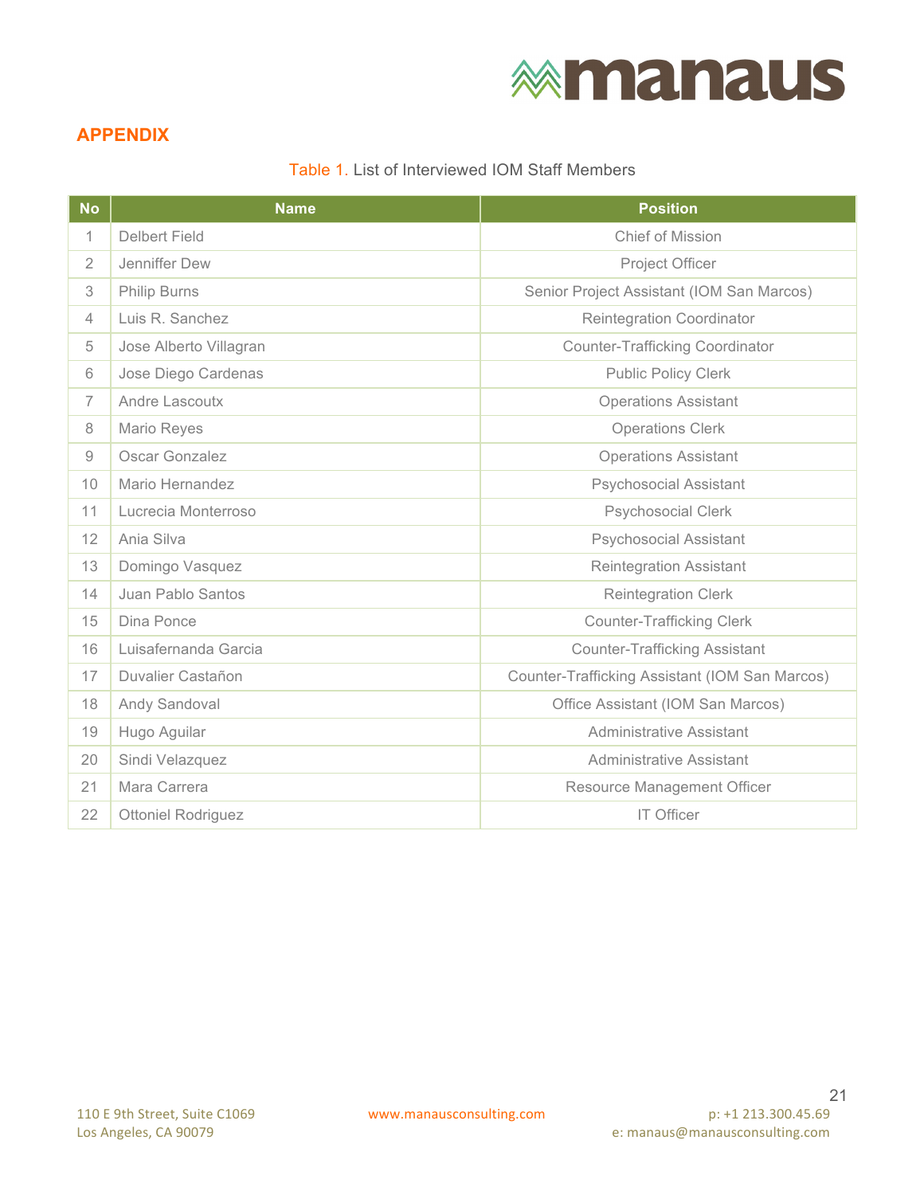## APPENDIX

Table 1. List of Interviewed IOM Staff Members

| No | Name | Position |
|---|---|---|
| 1 | Delbert Field | Chief of Mission |
| 2 | Jenniffer Dew | Project Officer |
| 3 | Philip Burns | Senior Project Assistant (IOM San Marcos) |
| 4 | Luis R. Sanchez | Reintegration Coordinator |
| 5 | Jose Alberto Villagran | Counter-Trafficking Coordinator |
| 6 | Jose Diego Cardenas | Public Policy Clerk |
| 7 | Andre Lascoutx | Operations Assistant |
| 8 | Mario Reyes | Operations Clerk |
| 9 | Oscar Gonzalez | Operations Assistant |
| 10 | Mario Hernandez | Psychosocial Assistant |
| 11 | Lucrecia Monterroso | Psychosocial Clerk |
| 12 | Ania Silva | Psychosocial Assistant |
| 13 | Domingo Vasquez | Reintegration Assistant |
| 14 | Juan Pablo Santos | Reintegration Clerk |
| 15 | Dina Ponce | Counter-Trafficking Clerk |
| 16 | Luisafernanda Garcia | Counter-Trafficking Assistant |
| 17 | Duvalier Castañon | Counter-Trafficking Assistant (IOM San Marcos) |
| 18 | Andy Sandoval | Office Assistant (IOM San Marcos) |
| 19 | Hugo Aguilar | Administrative Assistant |
| 20 | Sindi Velazquez | Administrative Assistant |
| 21 | Mara Carrera | Resource Management Officer |
| 22 | Ottoniel Rodriguez | IT Officer |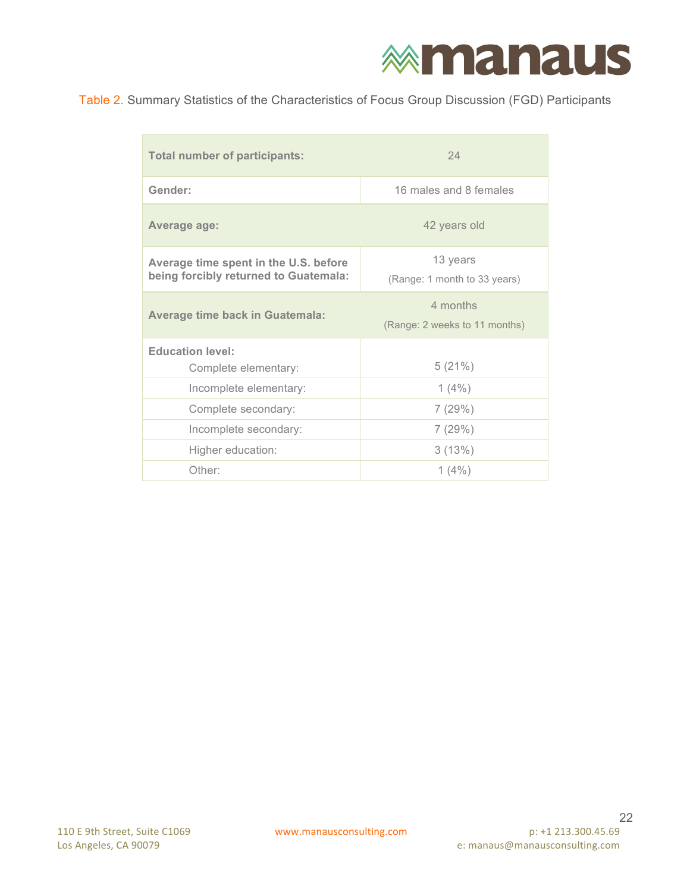Table 2. Summary Statistics of the Characteristics of Focus Group Discussion (FGD) Participants

| **Total number of participants:** | 24 |
|---|---|
| **Gender:** | 16 males and 8 females |
| **Average age:** | 42 years old |
| **Average time spent in the U.S. before being forcibly returned to Guatemala:** | 13 years (Range: 1 month to 33 years) |
| **Average time back in Guatemala:** | 4 months (Range: 2 weeks to 11 months) |
| **Education level:** | |
| Complete elementary: | 5 (21%) |
| Incomplete elementary: | 1 (4%) |
| Complete secondary: | 7 (29%) |
| Incomplete secondary: | 7 (29%) |
| Higher education: | 3 (13%) |
| Other: | 1 (4%) |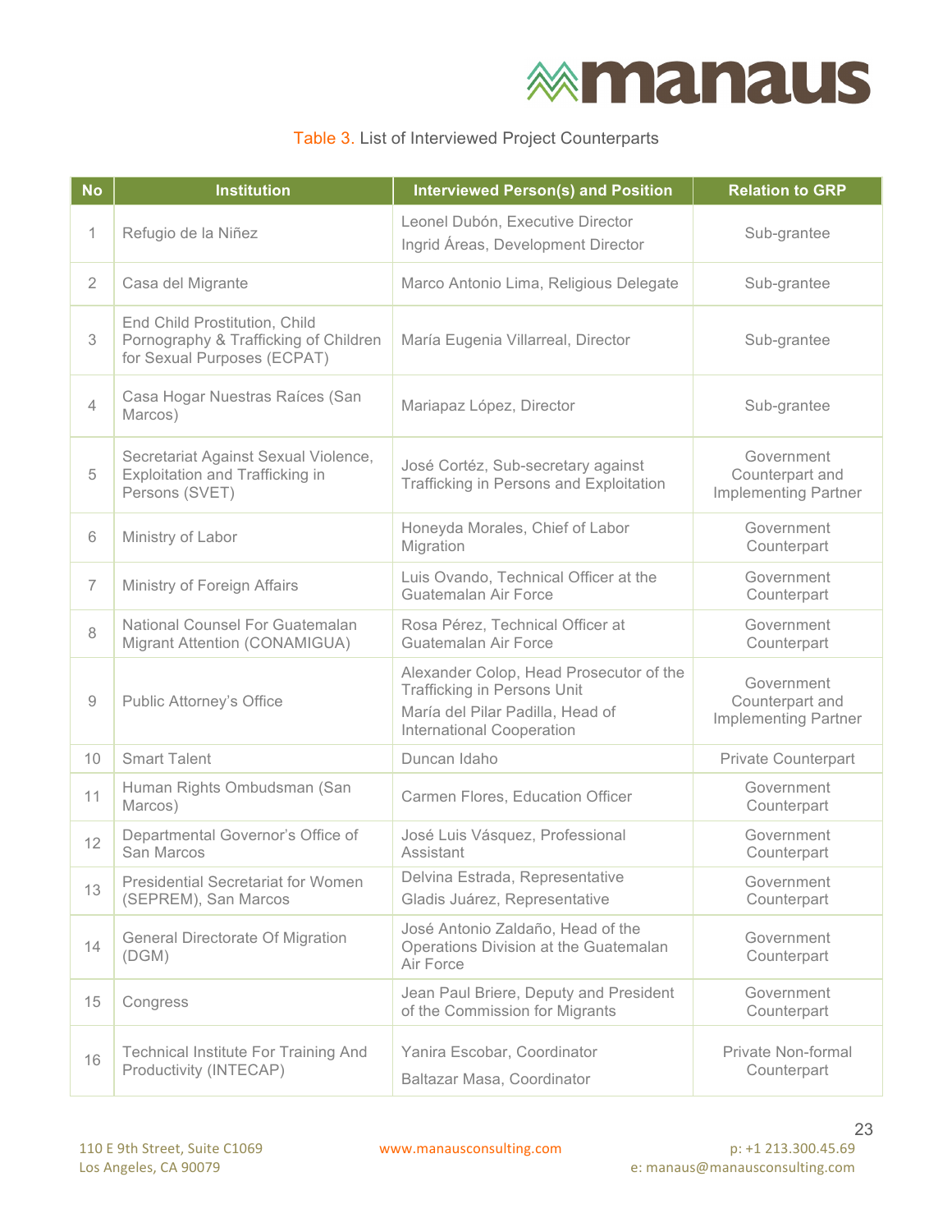Table 3. List of Interviewed Project Counterparts

| No | Institution | Interviewed Person(s) and Position | Relation to GRP |
|---|---|---|---|
| 1 | Refugio de la Niñez | Leonel Dubón, Executive Director<br>Ingrid Áreas, Development Director | Sub-grantee |
| 2 | Casa del Migrante | Marco Antonio Lima, Religious Delegate | Sub-grantee |
| 3 | End Child Prostitution, Child Pornography & Trafficking of Children for Sexual Purposes (ECPAT) | María Eugenia Villarreal, Director | Sub-grantee |
| 4 | Casa Hogar Nuestras Raíces (San Marcos) | Mariapaz López, Director | Sub-grantee |
| 5 | Secretariat Against Sexual Violence, Exploitation and Trafficking in Persons (SVET) | José Cortéz, Sub-secretary against Trafficking in Persons and Exploitation | Government Counterpart and Implementing Partner |
| 6 | Ministry of Labor | Honeyda Morales, Chief of Labor Migration | Government Counterpart |
| 7 | Ministry of Foreign Affairs | Luis Ovando, Technical Officer at the Guatemalan Air Force | Government Counterpart |
| 8 | National Counsel For Guatemalan Migrant Attention (CONAMIGUA) | Rosa Pérez, Technical Officer at Guatemalan Air Force | Government Counterpart |
| 9 | Public Attorney's Office | Alexander Colop, Head Prosecutor of the Trafficking in Persons Unit<br>María del Pilar Padilla, Head of International Cooperation | Government Counterpart and Implementing Partner |
| 10 | Smart Talent | Duncan Idaho | Private Counterpart |
| 11 | Human Rights Ombudsman (San Marcos) | Carmen Flores, Education Officer | Government Counterpart |
| 12 | Departmental Governor's Office of San Marcos | José Luis Vásquez, Professional Assistant | Government Counterpart |
| 13 | Presidential Secretariat for Women (SEPREM), San Marcos | Delvina Estrada, Representative<br>Gladis Juárez, Representative | Government Counterpart |
| 14 | General Directorate Of Migration (DGM) | José Antonio Zaldaño, Head of the Operations Division at the Guatemalan Air Force | Government Counterpart |
| 15 | Congress | Jean Paul Briere, Deputy and President of the Commission for Migrants | Government Counterpart |
| 16 | Technical Institute For Training And Productivity (INTECAP) | Yanira Escobar, Coordinator<br>Baltazar Masa, Coordinator | Private Non-formal Counterpart |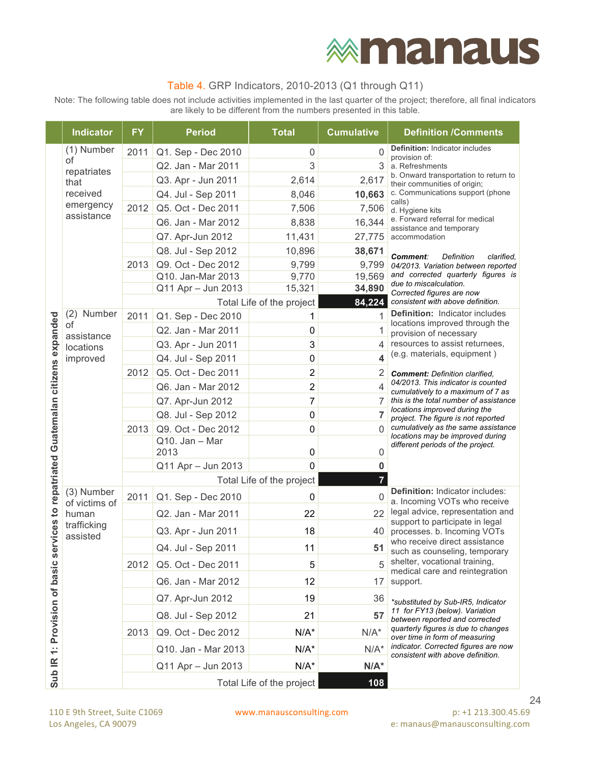Table 4. GRP Indicators, 2010-2013 (Q1 through Q11)

Note: The following table does not include activities implemented in the last quarter of the project; therefore, all final indicators are likely to be different from the numbers presented in this table.

| | Indicator | FY | Period | Total | Cumulative | Definition /Comments |
|---|---|---|---|---|---|---|
| Sub IR 1: Provision of basic services to repatriated Guatemalan citizens expanded | (1) Number of repatriates that received emergency assistance | 2011 | Q1. Sep - Dec 2010 | 0 | 0 | **Definition:** Indicator includes provision of: a. Refreshments b. Onward transportation to return to their communities of origin; c. Communications support (phone calls) d. Hygiene kits e. Forward referral for medical assistance and temporary accommodation<br><br>***Comment**: Definition clarified, 04/2013. Variation between reported and corrected quarterly figures is due to miscalculation. Corrected figures are now consistent with above definition.* |
| | | | Q2. Jan - Mar 2011 | 3 | 3 | |
| | | | Q3. Apr - Jun 2011 | 2,614 | 2,617 | |
| | | | Q4. Jul - Sep 2011 | 8,046 | **10,663** | |
| | | 2012 | Q5. Oct - Dec 2011 | 7,506 | 7,506 | |
| | | | Q6. Jan - Mar 2012 | 8,838 | 16,344 | |
| | | | Q7. Apr-Jun 2012 | 11,431 | 27,775 | |
| | | | Q8. Jul - Sep 2012 | 10,896 | **38,671** | |
| | | 2013 | Q9. Oct - Dec 2012 | 9,799 | 9,799 | |
| | | | Q10. Jan-Mar 2013 | 9,770 | 19,569 | |
| | | | Q11 Apr – Jun 2013 | 15,321 | **34,890** | |
| | | | Total Life of the project | | **84,224** | |
| | (2) Number of assistance locations improved | 2011 | Q1. Sep - Dec 2010 | 1 | 1 | **Definition:** Indicator includes locations improved through the provision of necessary resources to assist returnees, (e.g. materials, equipment )<br><br>***Comment:** Definition clarified, 04/2013. This indicator is counted cumulatively to a maximum of 7 as this is the total number of assistance locations improved during the project. The figure is not reported cumulatively as the same assistance locations may be improved during different periods of the project.* |
| | | | Q2. Jan - Mar 2011 | 0 | 1 | |
| | | | Q3. Apr - Jun 2011 | 3 | 4 | |
| | | | Q4. Jul - Sep 2011 | 0 | **4** | |
| | | 2012 | Q5. Oct - Dec 2011 | 2 | 2 | |
| | | | Q6. Jan - Mar 2012 | 2 | 4 | |
| | | | Q7. Apr-Jun 2012 | 7 | 7 | |
| | | | Q8. Jul - Sep 2012 | 0 | **7** | |
| | | 2013 | Q9. Oct - Dec 2012 | 0 | 0 | |
| | | | Q10. Jan – Mar 2013 | 0 | 0 | |
| | | | Q11 Apr – Jun 2013 | 0 | **0** | |
| | | | Total Life of the project | | **7** | |
| | (3) Number of victims of human trafficking assisted | 2011 | Q1. Sep - Dec 2010 | 0 | 0 | **Definition:** Indicator includes: a. Incoming VOTs who receive legal advice, representation and support to participate in legal processes. b. Incoming VOTs who receive direct assistance such as counseling, temporary shelter, vocational training, medical care and reintegration support.<br><br>*\*substituted by Sub-IR5, Indicator 11 for FY13 (below). Variation between reported and corrected quarterly figures is due to changes over time in form of measuring indicator. Corrected figures are now consistent with above definition.* |
| | | | Q2. Jan - Mar 2011 | 22 | 22 | |
| | | | Q3. Apr - Jun 2011 | 18 | 40 | |
| | | | Q4. Jul - Sep 2011 | 11 | **51** | |
| | | 2012 | Q5. Oct - Dec 2011 | 5 | 5 | |
| | | | Q6. Jan - Mar 2012 | 12 | 17 | |
| | | | Q7. Apr-Jun 2012 | 19 | 36 | |
| | | | Q8. Jul - Sep 2012 | 21 | **57** | |
| | | 2013 | Q9. Oct - Dec 2012 | N/A* | N/A* | |
| | | | Q10. Jan - Mar 2013 | N/A* | N/A* | |
| | | | Q11 Apr – Jun 2013 | N/A* | **N/A*** | |
| | | | Total Life of the project | | **108** | |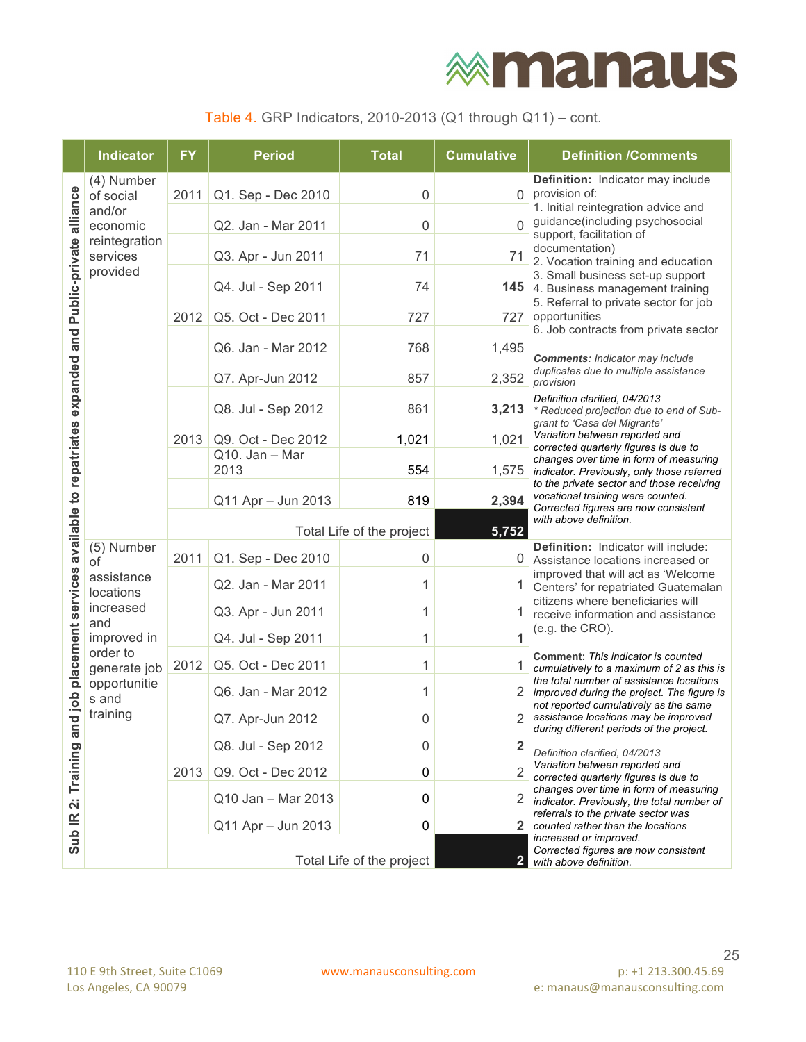Table 4. GRP Indicators, 2010-2013 (Q1 through Q11) – cont.

| | Indicator | FY | Period | Total | Cumulative | Definition /Comments |
|---|---|---|---|---|---|---|
| Sub IR 2: Training and job placement services available to repatriates expanded and Public-private alliance | (4) Number of social and/or economic reintegration services provided | 2011 | Q1. Sep - Dec 2010 | 0 | 0 | **Definition:** Indicator may include provision of:<br>1. Initial reintegration advice and guidance(including psychosocial support, facilitation of documentation)<br>2. Vocation training and education<br>3. Small business set-up support<br>4. Business management training<br>5. Referral to private sector for job opportunities<br>6. Job contracts from private sector<br><br>***Comments:*** *Indicator may include duplicates due to multiple assistance provision*<br><br>*Definition clarified, 04/2013*<br>*\* Reduced projection due to end of Sub-grant to 'Casa del Migrante'*<br>*Variation between reported and corrected quarterly figures is due to changes over time in form of measuring indicator. Previously, only those referred to the private sector and those receiving vocational training were counted. Corrected figures are now consistent with above definition.* |
| | | | Q2. Jan - Mar 2011 | 0 | 0 | |
| | | | Q3. Apr - Jun 2011 | 71 | 71 | |
| | | | Q4. Jul - Sep 2011 | 74 | **145** | |
| | | 2012 | Q5. Oct - Dec 2011 | 727 | 727 | |
| | | | Q6. Jan - Mar 2012 | 768 | 1,495 | |
| | | | Q7. Apr-Jun 2012 | 857 | 2,352 | |
| | | | Q8. Jul - Sep 2012 | 861 | **3,213** | |
| | | 2013 | Q9. Oct - Dec 2012 | 1,021 | 1,021 | |
| | | | Q10. Jan – Mar 2013 | 554 | 1,575 | |
| | | | Q11 Apr – Jun 2013 | 819 | **2,394** | |
| | | | Total Life of the project | | **5,752** | |
| | (5) Number of assistance locations increased and improved in order to generate job opportunities and training | 2011 | Q1. Sep - Dec 2010 | 0 | 0 | **Definition:** Indicator will include: Assistance locations increased or improved that will act as 'Welcome Centers' for repatriated Guatemalan citizens where beneficiaries will receive information and assistance (e.g. the CRO).<br><br>**Comment:** *This indicator is counted cumulatively to a maximum of 2 as this is the total number of assistance locations improved during the project. The figure is not reported cumulatively as the same assistance locations may be improved during different periods of the project.*<br><br>*Definition clarified, 04/2013*<br>*Variation between reported and corrected quarterly figures is due to changes over time in form of measuring indicator. Previously, the total number of referrals to the private sector was counted rather than the locations increased or improved.*<br>*Corrected figures are now consistent with above definition.* |
| | | | Q2. Jan - Mar 2011 | 1 | 1 | |
| | | | Q3. Apr - Jun 2011 | 1 | 1 | |
| | | | Q4. Jul - Sep 2011 | 1 | **1** | |
| | | 2012 | Q5. Oct - Dec 2011 | 1 | 1 | |
| | | | Q6. Jan - Mar 2012 | 1 | 2 | |
| | | | Q7. Apr-Jun 2012 | 0 | 2 | |
| | | | Q8. Jul - Sep 2012 | 0 | **2** | |
| | | 2013 | Q9. Oct - Dec 2012 | 0 | 2 | |
| | | | Q10 Jan – Mar 2013 | 0 | 2 | |
| | | | Q11 Apr – Jun 2013 | 0 | **2** | |
| | | | Total Life of the project | | **2** | |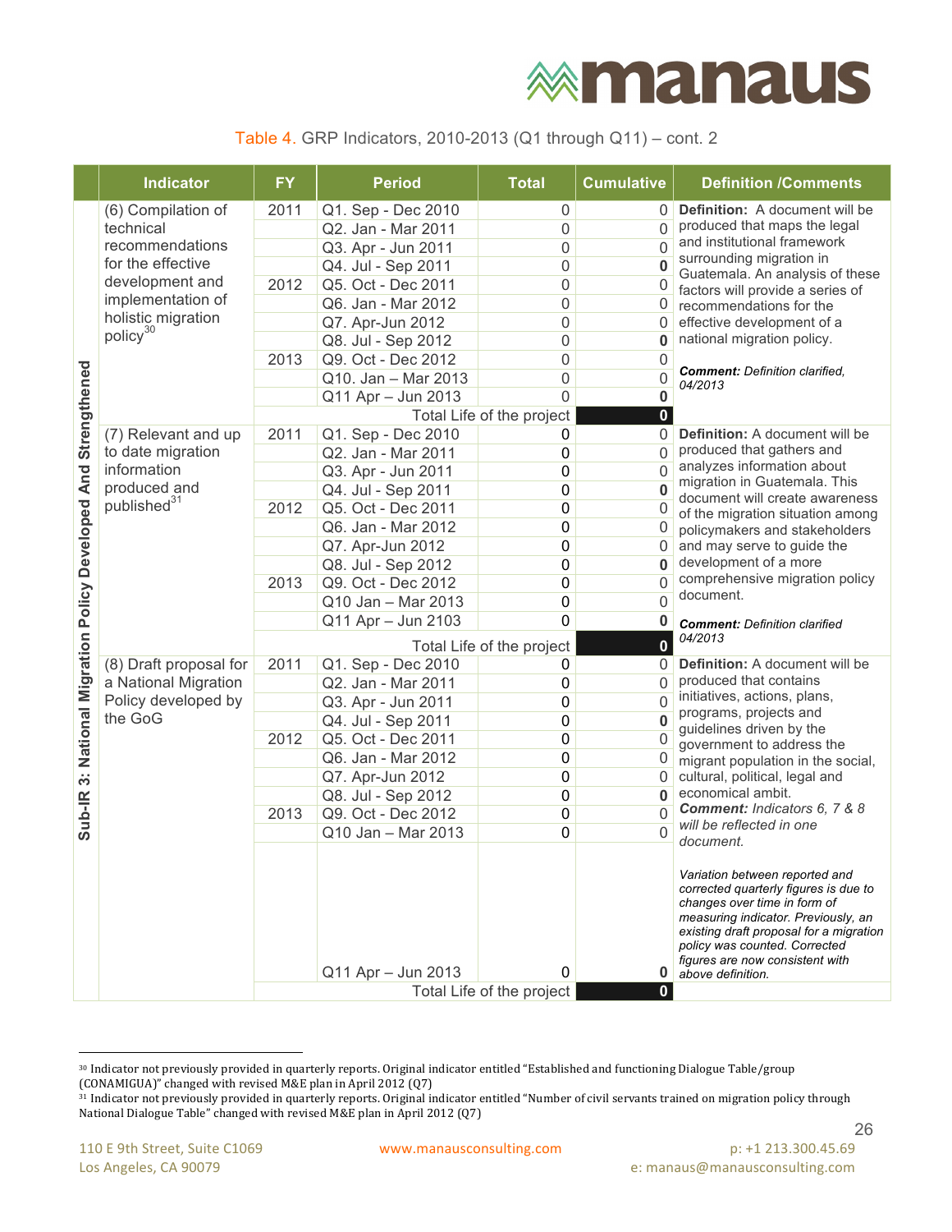Table 4. GRP Indicators, 2010-2013 (Q1 through Q11) – cont. 2

| | Indicator | FY | Period | Total | Cumulative | Definition /Comments |
|---|---|---|---|---|---|---|
| Sub-IR 3: National Migration Policy Developed And Strengthened | (6) Compilation of technical recommendations for the effective development and implementation of holistic migration policy[30] | 2011 | Q1. Sep - Dec 2010 | 0 | 0 | **Definition:** A document will be produced that maps the legal and institutional framework surrounding migration in Guatemala. An analysis of these factors will provide a series of recommendations for the effective development of a national migration policy. ***Comment:*** *Definition clarified, 04/2013* |
| | | | Q2. Jan - Mar 2011 | 0 | 0 | |
| | | | Q3. Apr - Jun 2011 | 0 | 0 | |
| | | | Q4. Jul - Sep 2011 | 0 | **0** | |
| | | 2012 | Q5. Oct - Dec 2011 | 0 | 0 | |
| | | | Q6. Jan - Mar 2012 | 0 | 0 | |
| | | | Q7. Apr-Jun 2012 | 0 | 0 | |
| | | | Q8. Jul - Sep 2012 | 0 | **0** | |
| | | 2013 | Q9. Oct - Dec 2012 | 0 | 0 | |
| | | | Q10. Jan – Mar 2013 | 0 | 0 | |
| | | | Q11 Apr – Jun 2013 | 0 | **0** | |
| | | | Total Life of the project | | **0** | |
| | (7) Relevant and up to date migration information produced and published[31] | 2011 | Q1. Sep - Dec 2010 | 0 | 0 | **Definition:** A document will be produced that gathers and analyzes information about migration in Guatemala. This document will create awareness of the migration situation among policymakers and stakeholders and may serve to guide the development of a more comprehensive migration policy document. ***Comment:*** *Definition clarified 04/2013* |
| | | | Q2. Jan - Mar 2011 | 0 | 0 | |
| | | | Q3. Apr - Jun 2011 | 0 | 0 | |
| | | | Q4. Jul - Sep 2011 | 0 | **0** | |
| | | 2012 | Q5. Oct - Dec 2011 | 0 | 0 | |
| | | | Q6. Jan - Mar 2012 | 0 | 0 | |
| | | | Q7. Apr-Jun 2012 | 0 | 0 | |
| | | | Q8. Jul - Sep 2012 | 0 | **0** | |
| | | 2013 | Q9. Oct - Dec 2012 | 0 | 0 | |
| | | | Q10 Jan – Mar 2013 | 0 | 0 | |
| | | | Q11 Apr – Jun 2103 | 0 | **0** | |
| | | | Total Life of the project | | **0** | |
| | (8) Draft proposal for a National Migration Policy developed by the GoG | 2011 | Q1. Sep - Dec 2010 | 0 | 0 | **Definition:** A document will be produced that contains initiatives, actions, plans, programs, projects and guidelines driven by the government to address the migrant population in the social, cultural, political, legal and economical ambit. ***Comment:*** *Indicators 6, 7 & 8 will be reflected in one document.* *Variation between reported and corrected quarterly figures is due to changes over time in form of measuring indicator. Previously, an existing draft proposal for a migration policy was counted. Corrected figures are now consistent with above definition.* |
| | | | Q2. Jan - Mar 2011 | 0 | 0 | |
| | | | Q3. Apr - Jun 2011 | 0 | 0 | |
| | | | Q4. Jul - Sep 2011 | 0 | **0** | |
| | | 2012 | Q5. Oct - Dec 2011 | 0 | 0 | |
| | | | Q6. Jan - Mar 2012 | 0 | 0 | |
| | | | Q7. Apr-Jun 2012 | 0 | 0 | |
| | | | Q8. Jul - Sep 2012 | 0 | **0** | |
| | | 2013 | Q9. Oct - Dec 2012 | 0 | 0 | |
| | | | Q10 Jan – Mar 2013 | 0 | 0 | |
| | | | Q11 Apr – Jun 2013 | 0 | **0** | |
| | | | Total Life of the project | | **0** | |

[30] Indicator not previously provided in quarterly reports. Original indicator entitled "Established and functioning Dialogue Table/group (CONAMIGUA)" changed with revised M&E plan in April 2012 (Q7)

[31] Indicator not previously provided in quarterly reports. Original indicator entitled "Number of civil servants trained on migration policy through National Dialogue Table" changed with revised M&E plan in April 2012 (Q7)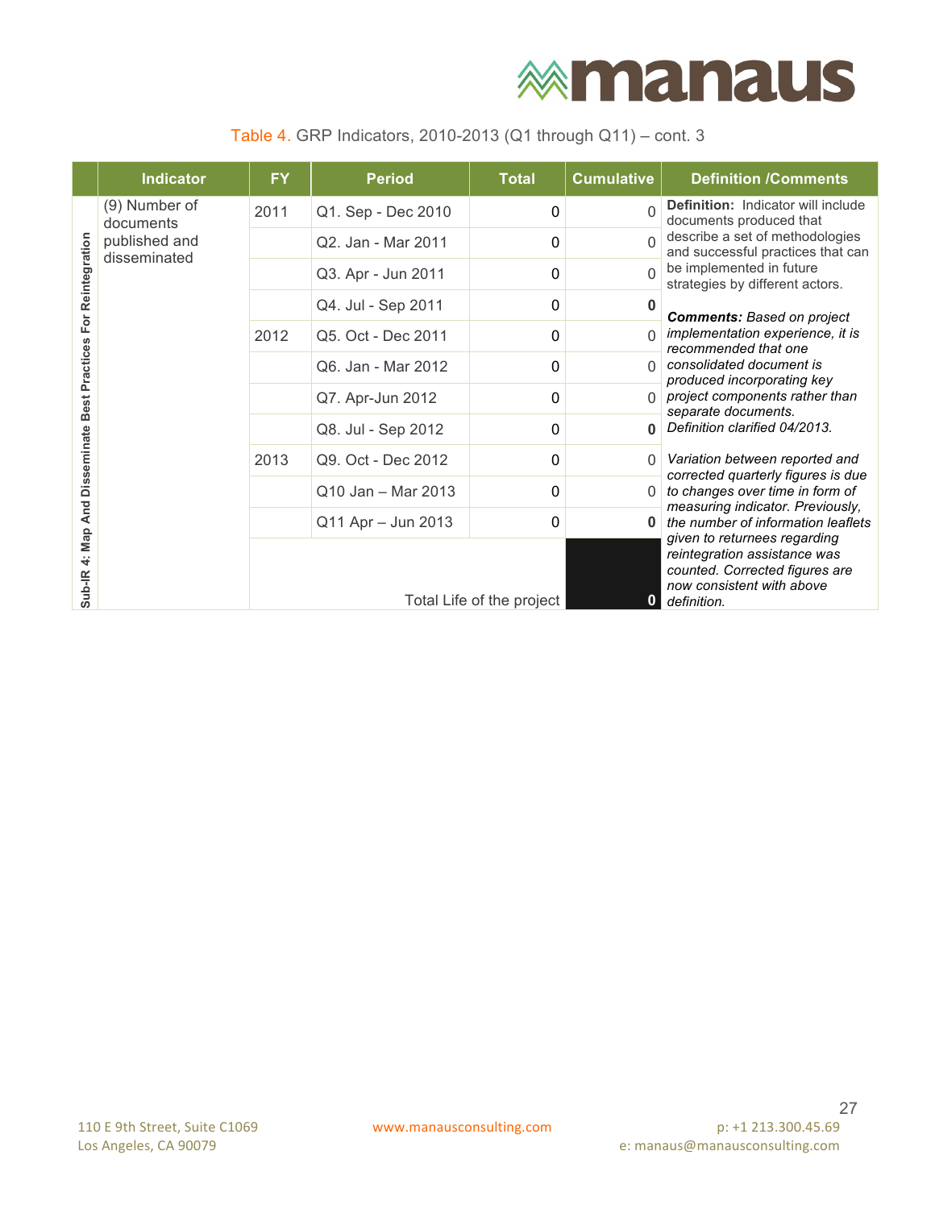Table 4. GRP Indicators, 2010-2013 (Q1 through Q11) – cont. 3

| | Indicator | FY | Period | Total | Cumulative | Definition /Comments |
|---|---|---|---|---|---|---|
| Sub-IR 4: Map And Disseminate Best Practices For Reintegration | (9) Number of documents published and disseminated | 2011 | Q1. Sep - Dec 2010 | 0 | 0 | **Definition:** Indicator will include documents produced that describe a set of methodologies and successful practices that can be implemented in future strategies by different actors. |
| | | | Q2. Jan - Mar 2011 | 0 | 0 | |
| | | | Q3. Apr - Jun 2011 | 0 | 0 | |
| | | | Q4. Jul - Sep 2011 | 0 | **0** | ***Comments:*** *Based on project implementation experience, it is recommended that one consolidated document is produced incorporating key project components rather than separate documents. Definition clarified 04/2013.* |
| | | 2012 | Q5. Oct - Dec 2011 | 0 | 0 | |
| | | | Q6. Jan - Mar 2012 | 0 | 0 | |
| | | | Q7. Apr-Jun 2012 | 0 | 0 | |
| | | | Q8. Jul - Sep 2012 | 0 | **0** | |
| | | 2013 | Q9. Oct - Dec 2012 | 0 | 0 | *Variation between reported and corrected quarterly figures is due to changes over time in form of measuring indicator. Previously, the number of information leaflets given to returnees regarding reintegration assistance was counted. Corrected figures are now consistent with above definition.* |
| | | | Q10 Jan – Mar 2013 | 0 | 0 | |
| | | | Q11 Apr – Jun 2013 | 0 | **0** | |
| | | | Total Life of the project | | **0** | |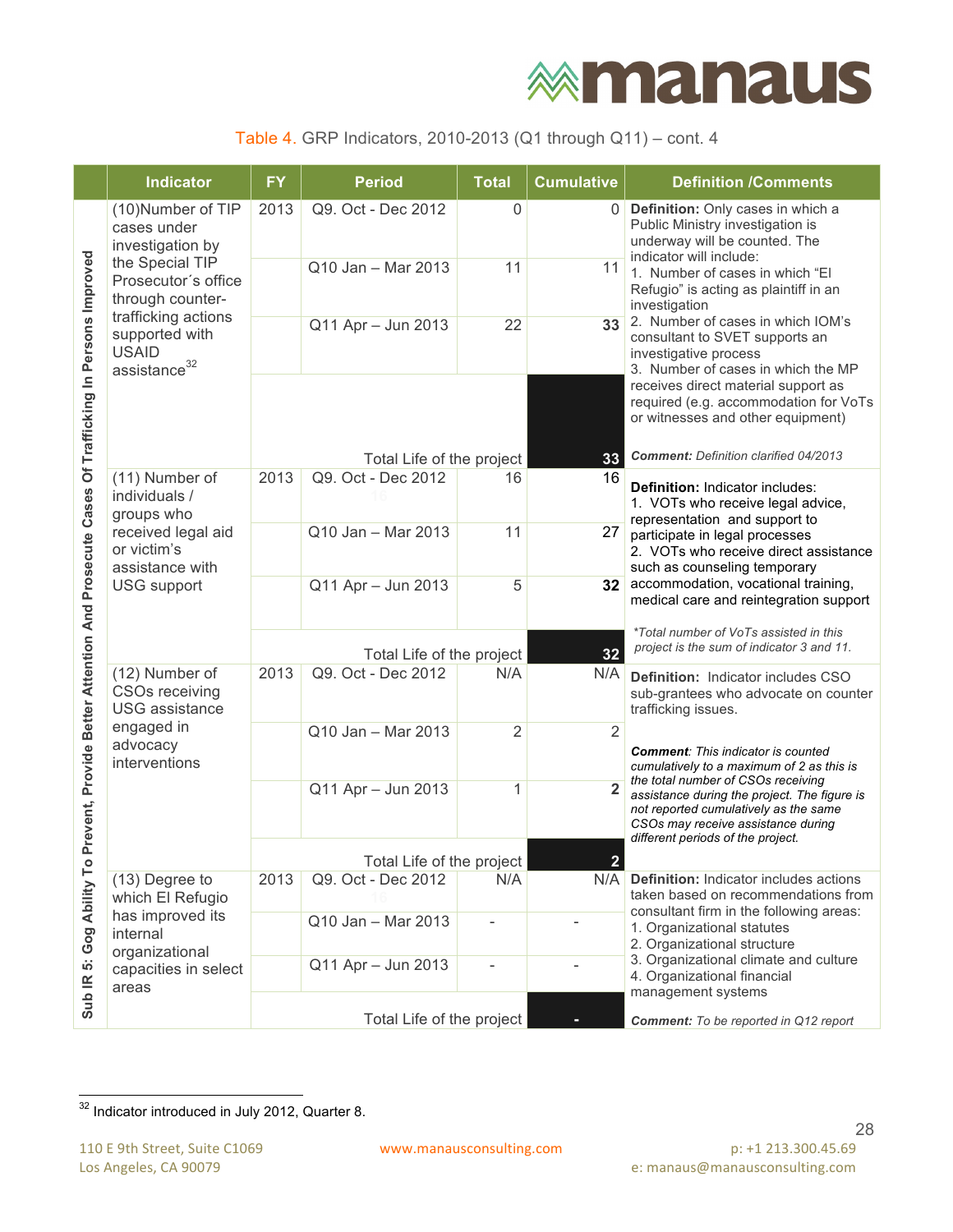Table 4. GRP Indicators, 2010-2013 (Q1 through Q11) – cont. 4

| | Indicator | FY | Period | Total | Cumulative | Definition /Comments |
|---|---|---|---|---|---|---|
| Sub IR 5: GoG Ability To Prevent, Provide Better Attention And Prosecute Cases Of Trafficking In Persons Improved | (10)Number of TIP cases under investigation by the Special TIP Prosecutor´s office through counter-trafficking actions supported with USAID assistance[32] | 2013 | Q9. Oct - Dec 2012 | 0 | 0 | **Definition:** Only cases in which a Public Ministry investigation is underway will be counted. The indicator will include: 1. Number of cases in which "El Refugio" is acting as plaintiff in an investigation 2. Number of cases in which IOM's consultant to SVET supports an investigative process 3. Number of cases in which the MP receives direct material support as required (e.g. accommodation for VoTs or witnesses and other equipment) |
| | | | Q10 Jan – Mar 2013 | 11 | 11 | |
| | | | Q11 Apr – Jun 2013 | 22 | **33** | |
| | | | Total Life of the project | | **33** | ***Comment:*** *Definition clarified 04/2013* |
| | (11) Number of individuals / groups who received legal aid or victim's assistance with USG support | 2013 | Q9. Oct - Dec 2012 | 16 | 16 | **Definition:** Indicator includes: 1. VOTs who receive legal advice, representation and support to participate in legal processes 2. VOTs who receive direct assistance such as counseling temporary accommodation, vocational training, medical care and reintegration support |
| | | | Q10 Jan – Mar 2013 | 11 | 27 | |
| | | | Q11 Apr – Jun 2013 | 5 | **32** | |
| | | | Total Life of the project | | **32** | *\*Total number of VoTs assisted in this project is the sum of indicator 3 and 11.* |
| | (12) Number of CSOs receiving USG assistance engaged in advocacy interventions | 2013 | Q9. Oct - Dec 2012 | N/A | N/A | **Definition:** Indicator includes CSO sub-grantees who advocate on counter trafficking issues. |
| | | | Q10 Jan – Mar 2013 | 2 | 2 | ***Comment****: This indicator is counted cumulatively to a maximum of 2 as this is the total number of CSOs receiving assistance during the project. The figure is not reported cumulatively as the same CSOs may receive assistance during different periods of the project.* |
| | | | Q11 Apr – Jun 2013 | 1 | **2** | |
| | | | Total Life of the project | | **2** | |
| | (13) Degree to which El Refugio has improved its internal organizational capacities in select areas | 2013 | Q9. Oct - Dec 2012 | N/A | N/A | **Definition:** Indicator includes actions taken based on recommendations from consultant firm in the following areas: 1. Organizational statutes 2. Organizational structure 3. Organizational climate and culture 4. Organizational financial management systems |
| | | | Q10 Jan – Mar 2013 | - | - | |
| | | | Q11 Apr – Jun 2013 | - | - | |
| | | | Total Life of the project | | **-** | ***Comment:*** *To be reported in Q12 report* |

[32] Indicator introduced in July 2012, Quarter 8.